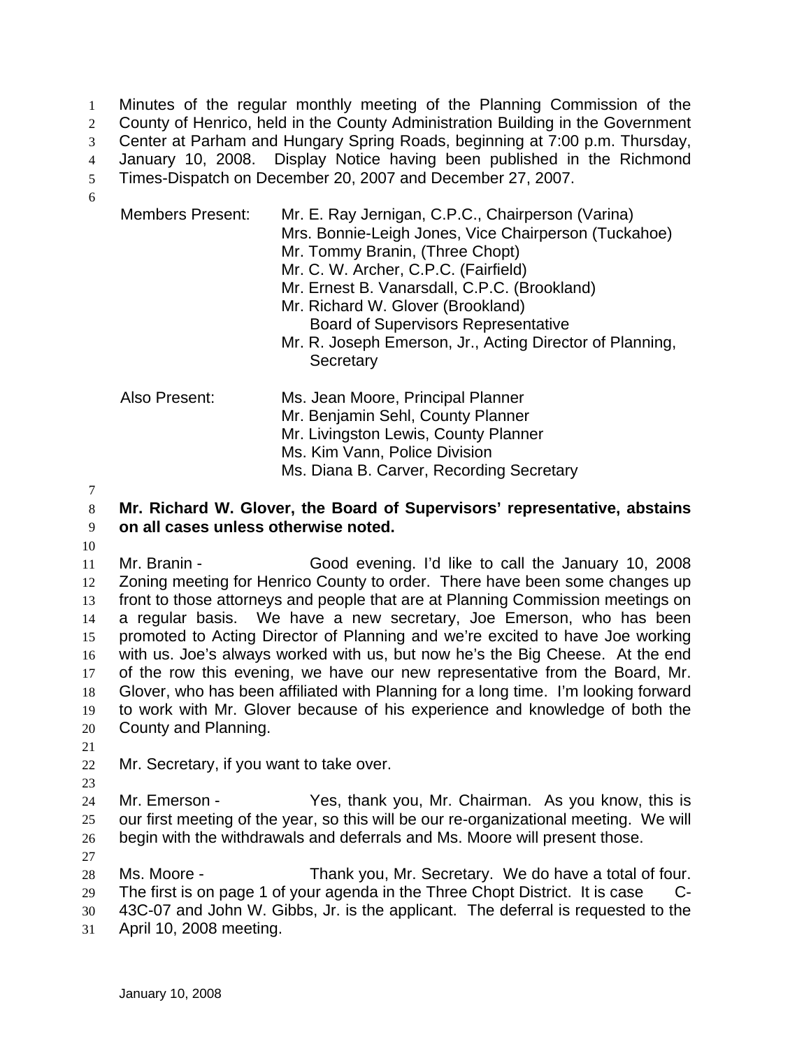Minutes of the regular monthly meeting of the Planning Commission of the County of Henrico, held in the County Administration Building in the Government Center at Parham and Hungary Spring Roads, beginning at 7:00 p.m. Thursday, January 10, 2008. Display Notice having been published in the Richmond Times-Dispatch on December 20, 2007 and December 27, 2007.

Members Present:
- Mr. E. Ray Jernigan, C.P.C., Chairperson (Varina)
- Mrs. Bonnie-Leigh Jones, Vice Chairperson (Tuckahoe)
- Mr. Tommy Branin, (Three Chopt)
- Mr. C. W. Archer, C.P.C. (Fairfield)
- Mr. Ernest B. Vanarsdall, C.P.C. (Brookland)
- Mr. Richard W. Glover (Brookland) Board of Supervisors Representative
- Mr. R. Joseph Emerson, Jr., Acting Director of Planning, Secretary

Also Present:
- Ms. Jean Moore, Principal Planner
- Mr. Benjamin Sehl, County Planner
- Mr. Livingston Lewis, County Planner
- Ms. Kim Vann, Police Division
- Ms. Diana B. Carver, Recording Secretary

**Mr. Richard W. Glover, the Board of Supervisors' representative, abstains on all cases unless otherwise noted.**

Mr. Branin - Good evening. I'd like to call the January 10, 2008 Zoning meeting for Henrico County to order. There have been some changes up front to those attorneys and people that are at Planning Commission meetings on a regular basis. We have a new secretary, Joe Emerson, who has been promoted to Acting Director of Planning and we're excited to have Joe working with us. Joe's always worked with us, but now he's the Big Cheese. At the end of the row this evening, we have our new representative from the Board, Mr. Glover, who has been affiliated with Planning for a long time. I'm looking forward to work with Mr. Glover because of his experience and knowledge of both the County and Planning.

Mr. Secretary, if you want to take over.

Mr. Emerson - Yes, thank you, Mr. Chairman. As you know, this is our first meeting of the year, so this will be our re-organizational meeting. We will begin with the withdrawals and deferrals and Ms. Moore will present those.

Ms. Moore - Thank you, Mr. Secretary. We do have a total of four. The first is on page 1 of your agenda in the Three Chopt District. It is case C-43C-07 and John W. Gibbs, Jr. is the applicant. The deferral is requested to the April 10, 2008 meeting.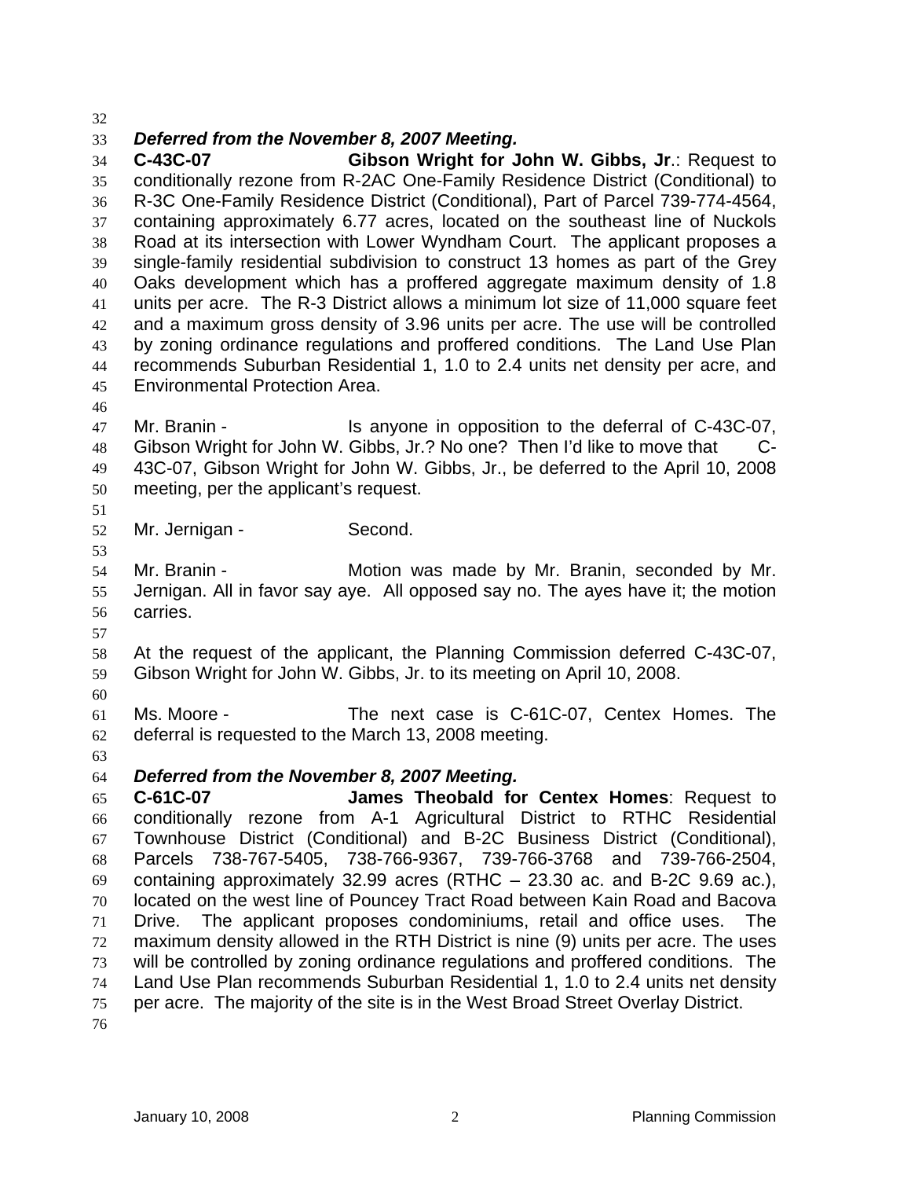***Deferred from the November 8, 2007 Meeting.***

**C-43C-07 Gibson Wright for John W. Gibbs, Jr**.: Request to conditionally rezone from R-2AC One-Family Residence District (Conditional) to R-3C One-Family Residence District (Conditional), Part of Parcel 739-774-4564, containing approximately 6.77 acres, located on the southeast line of Nuckols Road at its intersection with Lower Wyndham Court. The applicant proposes a single-family residential subdivision to construct 13 homes as part of the Grey Oaks development which has a proffered aggregate maximum density of 1.8 units per acre. The R-3 District allows a minimum lot size of 11,000 square feet and a maximum gross density of 3.96 units per acre. The use will be controlled by zoning ordinance regulations and proffered conditions. The Land Use Plan recommends Suburban Residential 1, 1.0 to 2.4 units net density per acre, and Environmental Protection Area.

Mr. Branin - Is anyone in opposition to the deferral of C-43C-07, Gibson Wright for John W. Gibbs, Jr.? No one? Then I'd like to move that C-43C-07, Gibson Wright for John W. Gibbs, Jr., be deferred to the April 10, 2008 meeting, per the applicant's request.

Mr. Jernigan - Second.

Mr. Branin - Motion was made by Mr. Branin, seconded by Mr. Jernigan. All in favor say aye. All opposed say no. The ayes have it; the motion carries.

At the request of the applicant, the Planning Commission deferred C-43C-07, Gibson Wright for John W. Gibbs, Jr. to its meeting on April 10, 2008.

Ms. Moore - The next case is C-61C-07, Centex Homes. The deferral is requested to the March 13, 2008 meeting.

***Deferred from the November 8, 2007 Meeting.***

**C-61C-07 James Theobald for Centex Homes**: Request to conditionally rezone from A-1 Agricultural District to RTHC Residential Townhouse District (Conditional) and B-2C Business District (Conditional), Parcels 738-767-5405, 738-766-9367, 739-766-3768 and 739-766-2504, containing approximately 32.99 acres (RTHC – 23.30 ac. and B-2C 9.69 ac.), located on the west line of Pouncey Tract Road between Kain Road and Bacova Drive. The applicant proposes condominiums, retail and office uses. The maximum density allowed in the RTH District is nine (9) units per acre. The uses will be controlled by zoning ordinance regulations and proffered conditions. The Land Use Plan recommends Suburban Residential 1, 1.0 to 2.4 units net density per acre. The majority of the site is in the West Broad Street Overlay District.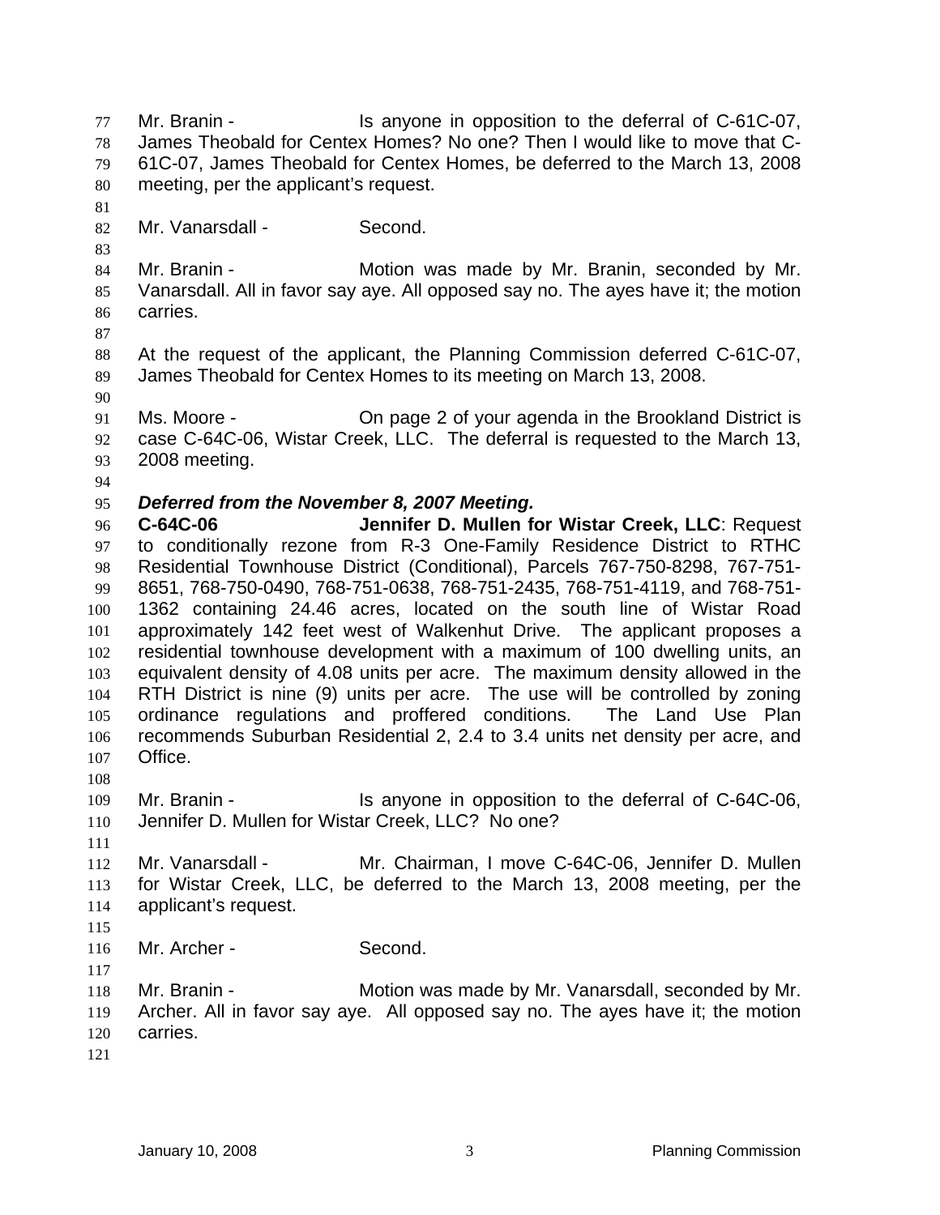Mr. Branin - Is anyone in opposition to the deferral of C-61C-07, James Theobald for Centex Homes? No one? Then I would like to move that C-61C-07, James Theobald for Centex Homes, be deferred to the March 13, 2008 meeting, per the applicant's request.

Mr. Vanarsdall - Second.

Mr. Branin - Motion was made by Mr. Branin, seconded by Mr. Vanarsdall. All in favor say aye. All opposed say no. The ayes have it; the motion carries.

At the request of the applicant, the Planning Commission deferred C-61C-07, James Theobald for Centex Homes to its meeting on March 13, 2008.

Ms. Moore - On page 2 of your agenda in the Brookland District is case C-64C-06, Wistar Creek, LLC. The deferral is requested to the March 13, 2008 meeting.

***Deferred from the November 8, 2007 Meeting.***

**C-64C-06** **Jennifer D. Mullen for Wistar Creek, LLC**: Request to conditionally rezone from R-3 One-Family Residence District to RTHC Residential Townhouse District (Conditional), Parcels 767-750-8298, 767-751-8651, 768-750-0490, 768-751-0638, 768-751-2435, 768-751-4119, and 768-751-1362 containing 24.46 acres, located on the south line of Wistar Road approximately 142 feet west of Walkenhut Drive. The applicant proposes a residential townhouse development with a maximum of 100 dwelling units, an equivalent density of 4.08 units per acre. The maximum density allowed in the RTH District is nine (9) units per acre. The use will be controlled by zoning ordinance regulations and proffered conditions. The Land Use Plan recommends Suburban Residential 2, 2.4 to 3.4 units net density per acre, and Office.

Mr. Branin - Is anyone in opposition to the deferral of C-64C-06, Jennifer D. Mullen for Wistar Creek, LLC? No one?

Mr. Vanarsdall - Mr. Chairman, I move C-64C-06, Jennifer D. Mullen for Wistar Creek, LLC, be deferred to the March 13, 2008 meeting, per the applicant's request.

Mr. Archer - Second.

Mr. Branin - Motion was made by Mr. Vanarsdall, seconded by Mr. Archer. All in favor say aye. All opposed say no. The ayes have it; the motion carries.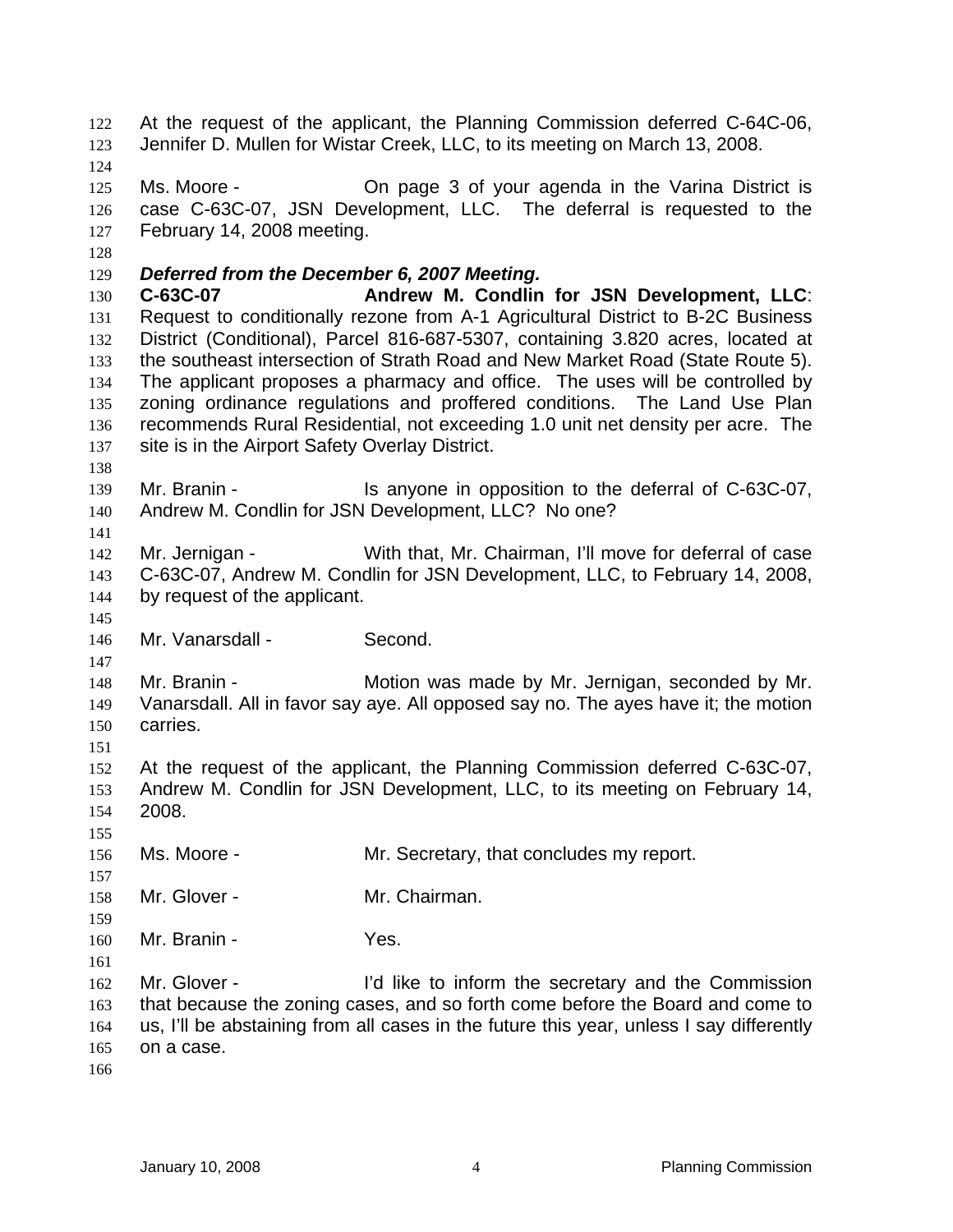At the request of the applicant, the Planning Commission deferred C-64C-06, Jennifer D. Mullen for Wistar Creek, LLC, to its meeting on March 13, 2008.

Ms. Moore - On page 3 of your agenda in the Varina District is case C-63C-07, JSN Development, LLC. The deferral is requested to the February 14, 2008 meeting.

***Deferred from the December 6, 2007 Meeting.***
**C-63C-07 Andrew M. Condlin for JSN Development, LLC**: Request to conditionally rezone from A-1 Agricultural District to B-2C Business District (Conditional), Parcel 816-687-5307, containing 3.820 acres, located at the southeast intersection of Strath Road and New Market Road (State Route 5). The applicant proposes a pharmacy and office. The uses will be controlled by zoning ordinance regulations and proffered conditions. The Land Use Plan recommends Rural Residential, not exceeding 1.0 unit net density per acre. The site is in the Airport Safety Overlay District.

Mr. Branin - Is anyone in opposition to the deferral of C-63C-07, Andrew M. Condlin for JSN Development, LLC? No one?

Mr. Jernigan - With that, Mr. Chairman, I'll move for deferral of case C-63C-07, Andrew M. Condlin for JSN Development, LLC, to February 14, 2008, by request of the applicant.

Mr. Vanarsdall - Second.

Mr. Branin - Motion was made by Mr. Jernigan, seconded by Mr. Vanarsdall. All in favor say aye. All opposed say no. The ayes have it; the motion carries.

At the request of the applicant, the Planning Commission deferred C-63C-07, Andrew M. Condlin for JSN Development, LLC, to its meeting on February 14, 2008.

Ms. Moore - Mr. Secretary, that concludes my report.

Mr. Glover - Mr. Chairman.

Mr. Branin - Yes.

Mr. Glover - I'd like to inform the secretary and the Commission that because the zoning cases, and so forth come before the Board and come to us, I'll be abstaining from all cases in the future this year, unless I say differently on a case.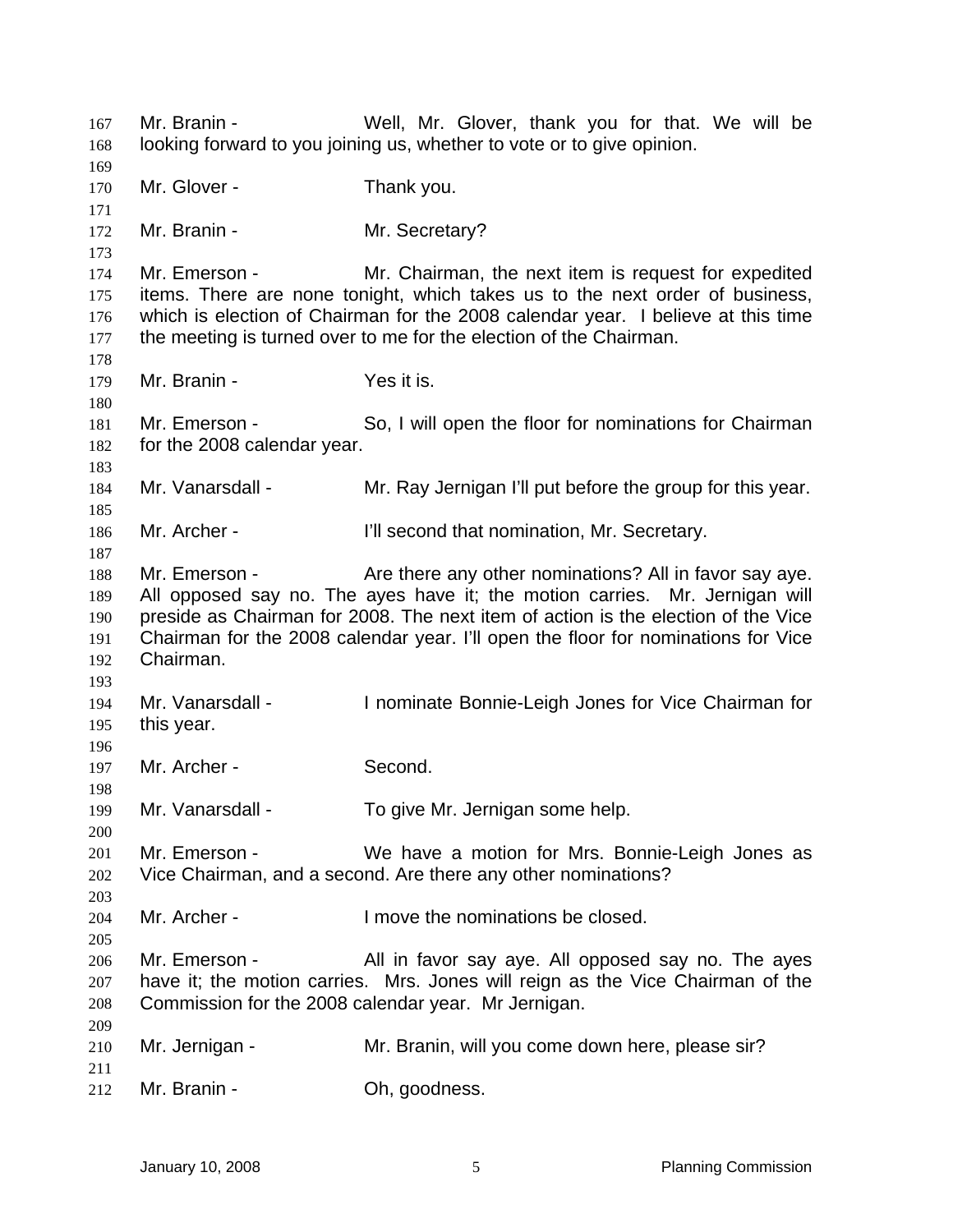Mr. Branin - Well, Mr. Glover, thank you for that. We will be looking forward to you joining us, whether to vote or to give opinion.

Mr. Glover - Thank you.

Mr. Branin - Mr. Secretary?

Mr. Emerson - Mr. Chairman, the next item is request for expedited items. There are none tonight, which takes us to the next order of business, which is election of Chairman for the 2008 calendar year. I believe at this time the meeting is turned over to me for the election of the Chairman.

Mr. Branin - Yes it is.

Mr. Emerson - So, I will open the floor for nominations for Chairman for the 2008 calendar year.

Mr. Vanarsdall - Mr. Ray Jernigan I'll put before the group for this year.

Mr. Archer - I'll second that nomination, Mr. Secretary.

Mr. Emerson - Are there any other nominations? All in favor say aye. All opposed say no. The ayes have it; the motion carries. Mr. Jernigan will preside as Chairman for 2008. The next item of action is the election of the Vice Chairman for the 2008 calendar year. I'll open the floor for nominations for Vice Chairman.

Mr. Vanarsdall - I nominate Bonnie-Leigh Jones for Vice Chairman for this year.

Mr. Archer - Second.

Mr. Vanarsdall - To give Mr. Jernigan some help.

Mr. Emerson - We have a motion for Mrs. Bonnie-Leigh Jones as Vice Chairman, and a second. Are there any other nominations?

Mr. Archer - I move the nominations be closed.

Mr. Emerson - All in favor say aye. All opposed say no. The ayes have it; the motion carries. Mrs. Jones will reign as the Vice Chairman of the Commission for the 2008 calendar year. Mr Jernigan.

Mr. Jernigan - Mr. Branin, will you come down here, please sir?

Mr. Branin - Oh, goodness.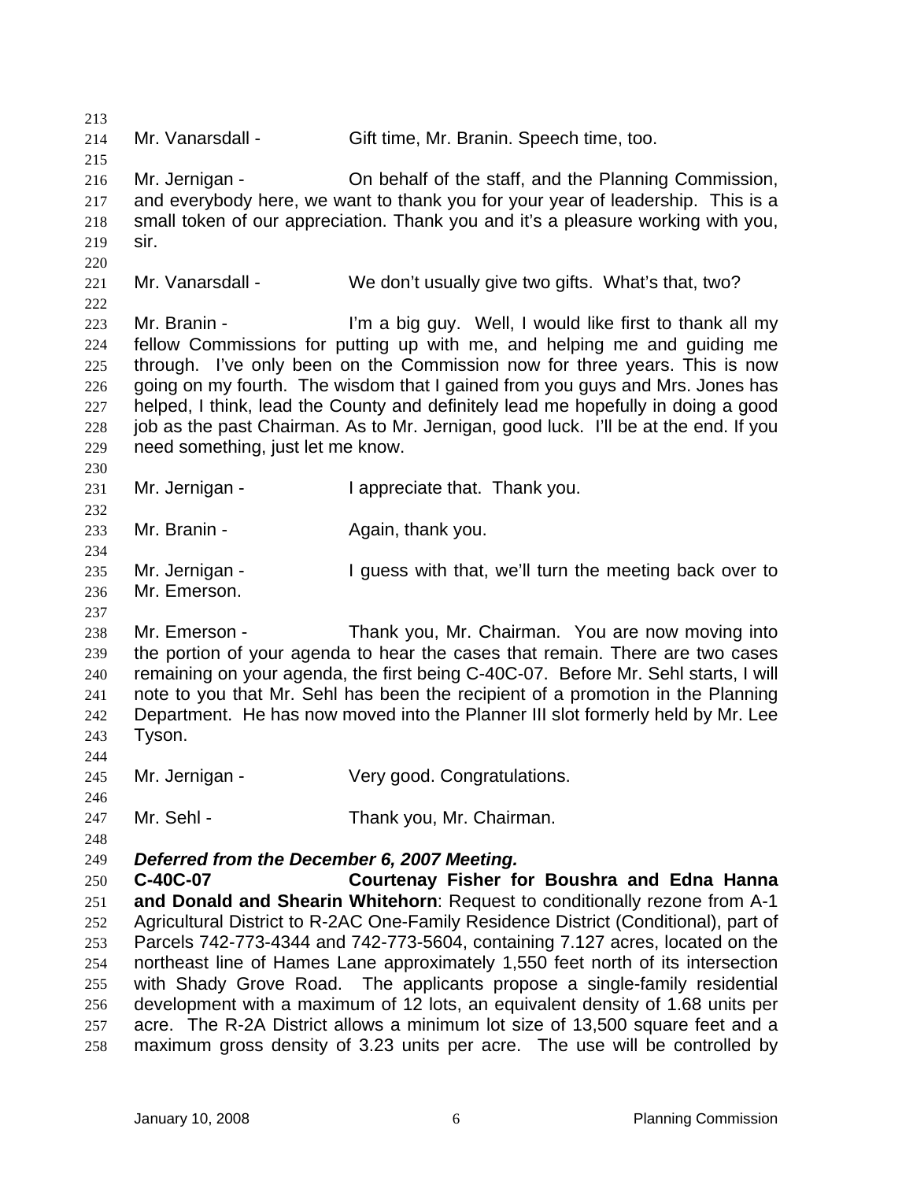Mr. Vanarsdall - Gift time, Mr. Branin. Speech time, too.

Mr. Jernigan - On behalf of the staff, and the Planning Commission, and everybody here, we want to thank you for your year of leadership. This is a small token of our appreciation. Thank you and it's a pleasure working with you, sir.

Mr. Vanarsdall - We don't usually give two gifts. What's that, two?

Mr. Branin - I'm a big guy. Well, I would like first to thank all my fellow Commissions for putting up with me, and helping me and guiding me through. I've only been on the Commission now for three years. This is now going on my fourth. The wisdom that I gained from you guys and Mrs. Jones has helped, I think, lead the County and definitely lead me hopefully in doing a good job as the past Chairman. As to Mr. Jernigan, good luck. I'll be at the end. If you need something, just let me know.

Mr. Jernigan - I appreciate that. Thank you.

Mr. Branin - Again, thank you.

Mr. Jernigan - I guess with that, we'll turn the meeting back over to Mr. Emerson.

Mr. Emerson - Thank you, Mr. Chairman. You are now moving into the portion of your agenda to hear the cases that remain. There are two cases remaining on your agenda, the first being C-40C-07. Before Mr. Sehl starts, I will note to you that Mr. Sehl has been the recipient of a promotion in the Planning Department. He has now moved into the Planner III slot formerly held by Mr. Lee Tyson.

Mr. Jernigan - Very good. Congratulations.

Mr. Sehl - Thank you, Mr. Chairman.

***Deferred from the December 6, 2007 Meeting.***

**C-40C-07 Courtenay Fisher for Boushra and Edna Hanna and Donald and Shearin Whitehorn**: Request to conditionally rezone from A-1 Agricultural District to R-2AC One-Family Residence District (Conditional), part of Parcels 742-773-4344 and 742-773-5604, containing 7.127 acres, located on the northeast line of Hames Lane approximately 1,550 feet north of its intersection with Shady Grove Road. The applicants propose a single-family residential development with a maximum of 12 lots, an equivalent density of 1.68 units per acre. The R-2A District allows a minimum lot size of 13,500 square feet and a maximum gross density of 3.23 units per acre. The use will be controlled by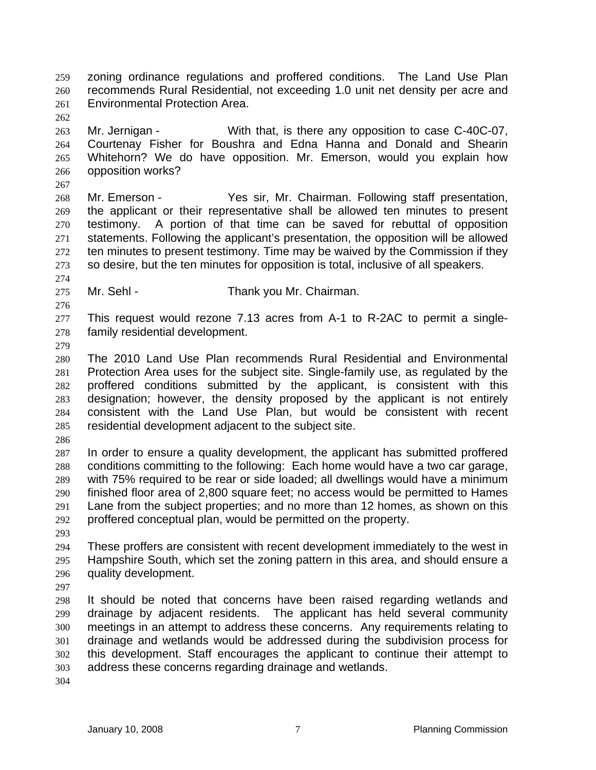zoning ordinance regulations and proffered conditions. The Land Use Plan recommends Rural Residential, not exceeding 1.0 unit net density per acre and Environmental Protection Area.

Mr. Jernigan - With that, is there any opposition to case C-40C-07, Courtenay Fisher for Boushra and Edna Hanna and Donald and Shearin Whitehorn? We do have opposition. Mr. Emerson, would you explain how opposition works?

Mr. Emerson - Yes sir, Mr. Chairman. Following staff presentation, the applicant or their representative shall be allowed ten minutes to present testimony. A portion of that time can be saved for rebuttal of opposition statements. Following the applicant's presentation, the opposition will be allowed ten minutes to present testimony. Time may be waived by the Commission if they so desire, but the ten minutes for opposition is total, inclusive of all speakers.

Mr. Sehl - Thank you Mr. Chairman.

This request would rezone 7.13 acres from A-1 to R-2AC to permit a single-family residential development.

The 2010 Land Use Plan recommends Rural Residential and Environmental Protection Area uses for the subject site. Single-family use, as regulated by the proffered conditions submitted by the applicant, is consistent with this designation; however, the density proposed by the applicant is not entirely consistent with the Land Use Plan, but would be consistent with recent residential development adjacent to the subject site.

In order to ensure a quality development, the applicant has submitted proffered conditions committing to the following: Each home would have a two car garage, with 75% required to be rear or side loaded; all dwellings would have a minimum finished floor area of 2,800 square feet; no access would be permitted to Hames Lane from the subject properties; and no more than 12 homes, as shown on this proffered conceptual plan, would be permitted on the property.

These proffers are consistent with recent development immediately to the west in Hampshire South, which set the zoning pattern in this area, and should ensure a quality development.

It should be noted that concerns have been raised regarding wetlands and drainage by adjacent residents. The applicant has held several community meetings in an attempt to address these concerns. Any requirements relating to drainage and wetlands would be addressed during the subdivision process for this development. Staff encourages the applicant to continue their attempt to address these concerns regarding drainage and wetlands.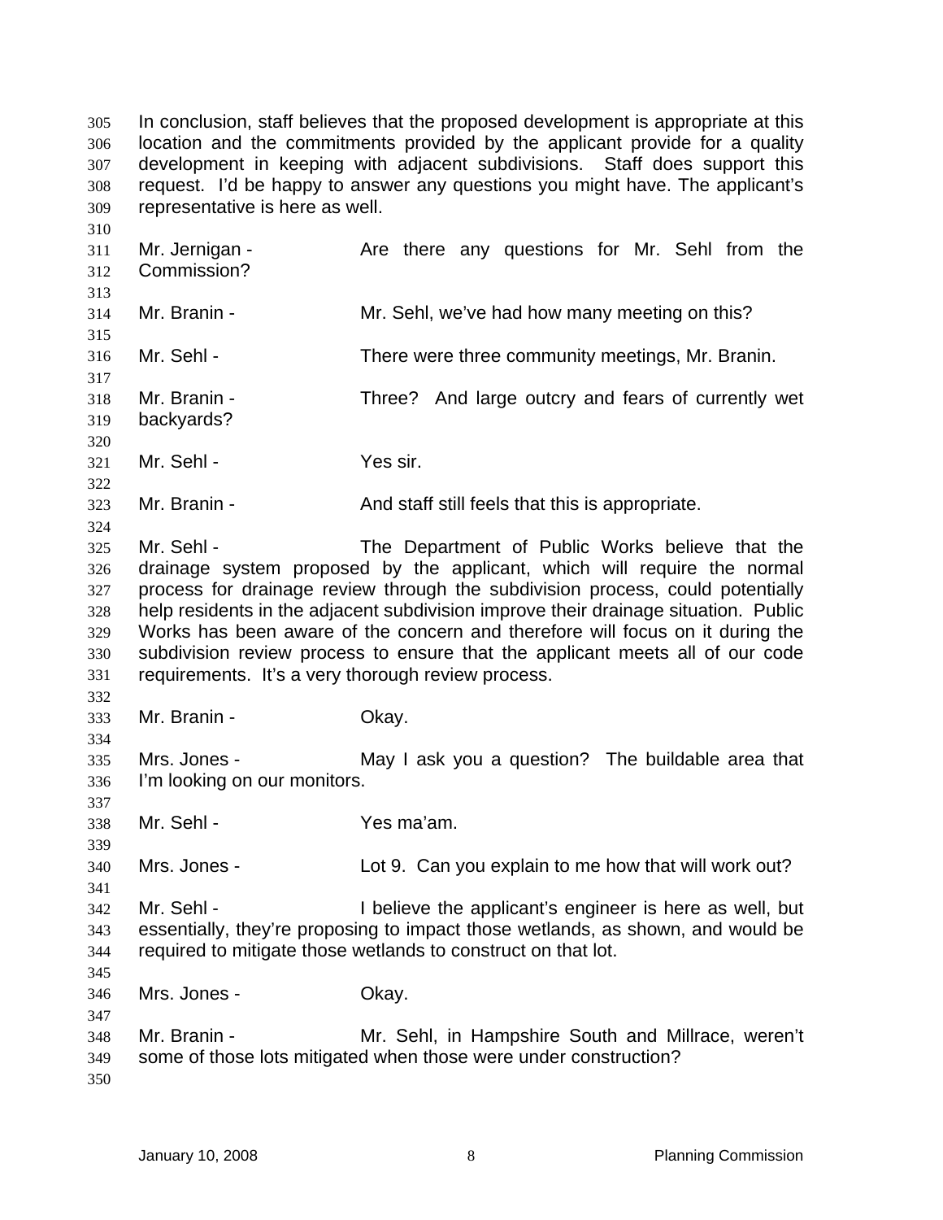In conclusion, staff believes that the proposed development is appropriate at this location and the commitments provided by the applicant provide for a quality development in keeping with adjacent subdivisions. Staff does support this request. I'd be happy to answer any questions you might have. The applicant's representative is here as well.

Mr. Jernigan - Are there any questions for Mr. Sehl from the Commission?

Mr. Branin - Mr. Sehl, we've had how many meeting on this?

Mr. Sehl - There were three community meetings, Mr. Branin.

Mr. Branin - Three? And large outcry and fears of currently wet backyards?

Mr. Sehl - Yes sir.

Mr. Branin - And staff still feels that this is appropriate.

Mr. Sehl - The Department of Public Works believe that the drainage system proposed by the applicant, which will require the normal process for drainage review through the subdivision process, could potentially help residents in the adjacent subdivision improve their drainage situation. Public Works has been aware of the concern and therefore will focus on it during the subdivision review process to ensure that the applicant meets all of our code requirements. It's a very thorough review process.

Mr. Branin - Okay.

Mrs. Jones - May I ask you a question? The buildable area that I'm looking on our monitors.

Mr. Sehl - Yes ma'am.

Mrs. Jones - Lot 9. Can you explain to me how that will work out?

Mr. Sehl - I believe the applicant's engineer is here as well, but essentially, they're proposing to impact those wetlands, as shown, and would be required to mitigate those wetlands to construct on that lot.

Mrs. Jones - Okay.

Mr. Branin - Mr. Sehl, in Hampshire South and Millrace, weren't some of those lots mitigated when those were under construction?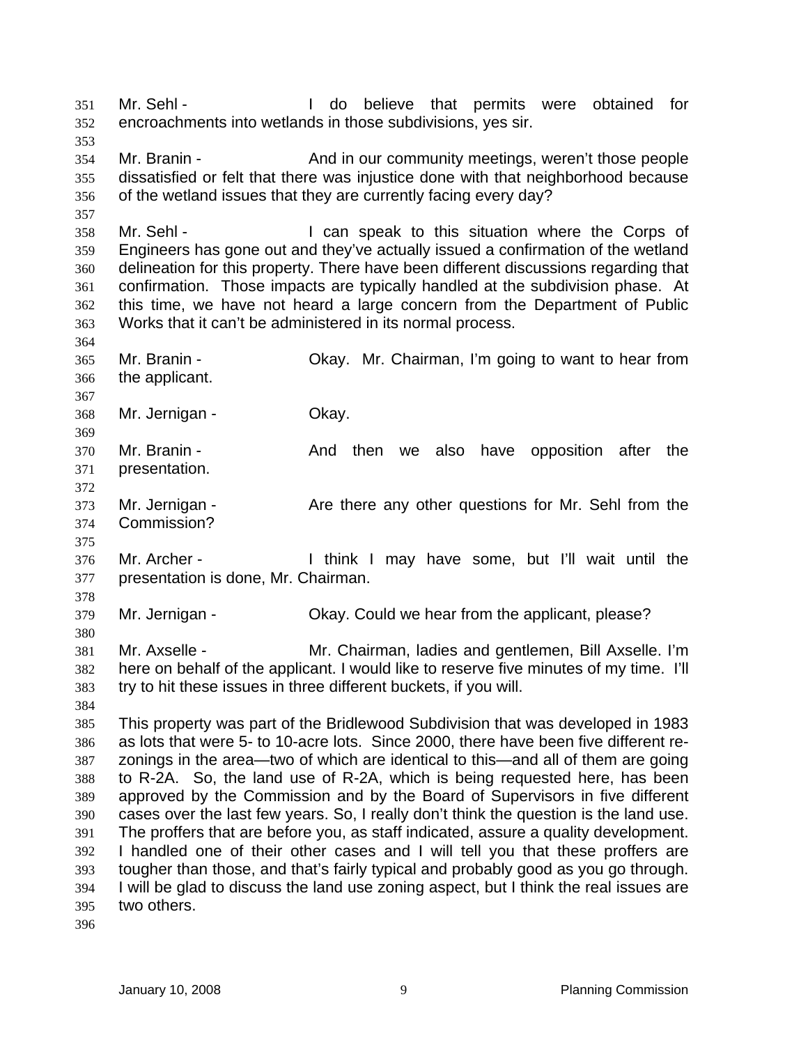Mr. Sehl - I do believe that permits were obtained for encroachments into wetlands in those subdivisions, yes sir.

Mr. Branin - And in our community meetings, weren't those people dissatisfied or felt that there was injustice done with that neighborhood because of the wetland issues that they are currently facing every day?

Mr. Sehl - I can speak to this situation where the Corps of Engineers has gone out and they've actually issued a confirmation of the wetland delineation for this property. There have been different discussions regarding that confirmation. Those impacts are typically handled at the subdivision phase. At this time, we have not heard a large concern from the Department of Public Works that it can't be administered in its normal process.

Mr. Branin - Okay. Mr. Chairman, I'm going to want to hear from the applicant.

Mr. Jernigan - Okay.

Mr. Branin - And then we also have opposition after the presentation.

Mr. Jernigan - Are there any other questions for Mr. Sehl from the Commission?

Mr. Archer - I think I may have some, but I'll wait until the presentation is done, Mr. Chairman.

Mr. Jernigan - Okay. Could we hear from the applicant, please?

Mr. Axselle - Mr. Chairman, ladies and gentlemen, Bill Axselle. I'm here on behalf of the applicant. I would like to reserve five minutes of my time. I'll try to hit these issues in three different buckets, if you will.

This property was part of the Bridlewood Subdivision that was developed in 1983 as lots that were 5- to 10-acre lots. Since 2000, there have been five different re-zonings in the area—two of which are identical to this—and all of them are going to R-2A. So, the land use of R-2A, which is being requested here, has been approved by the Commission and by the Board of Supervisors in five different cases over the last few years. So, I really don't think the question is the land use. The proffers that are before you, as staff indicated, assure a quality development. I handled one of their other cases and I will tell you that these proffers are tougher than those, and that's fairly typical and probably good as you go through. I will be glad to discuss the land use zoning aspect, but I think the real issues are two others.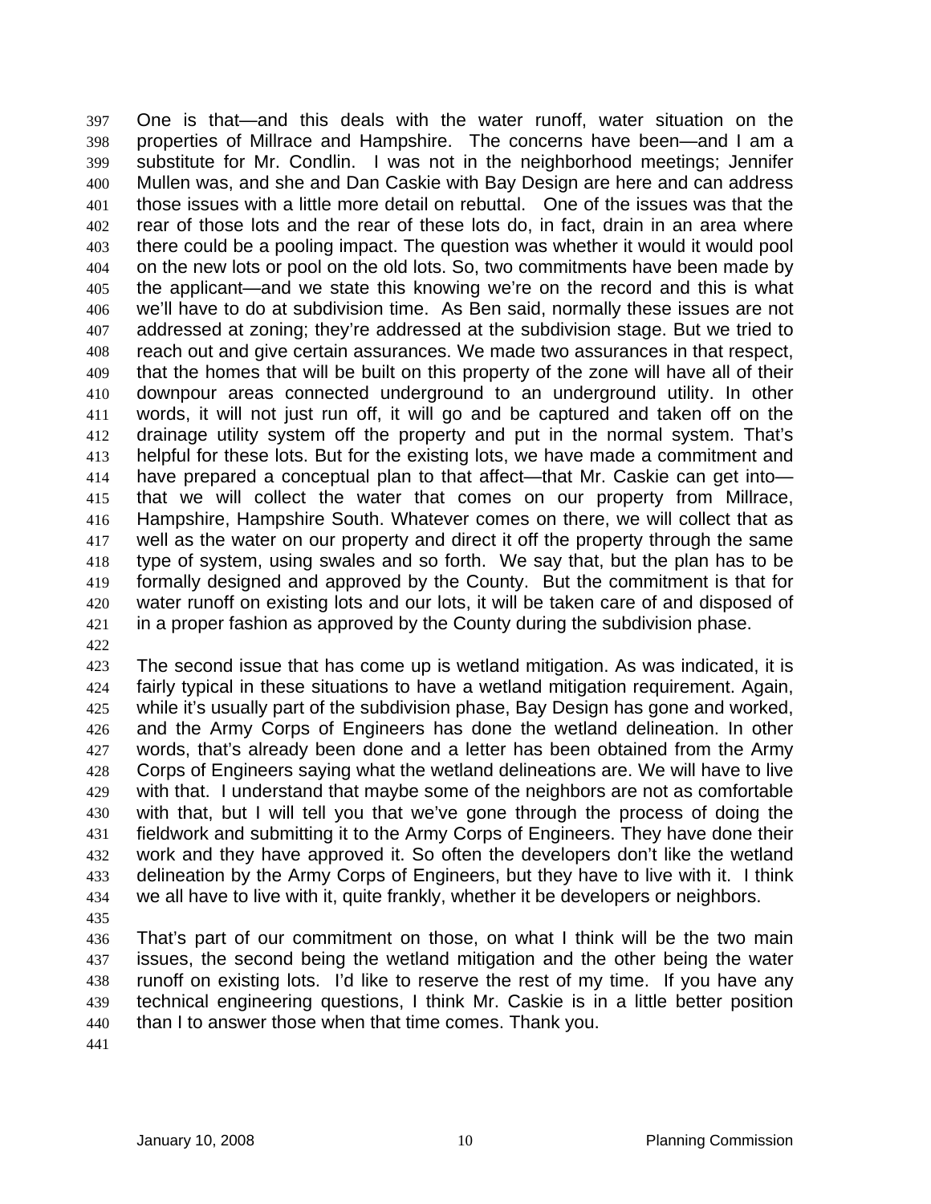One is that—and this deals with the water runoff, water situation on the properties of Millrace and Hampshire. The concerns have been—and I am a substitute for Mr. Condlin. I was not in the neighborhood meetings; Jennifer Mullen was, and she and Dan Caskie with Bay Design are here and can address those issues with a little more detail on rebuttal. One of the issues was that the rear of those lots and the rear of these lots do, in fact, drain in an area where there could be a pooling impact. The question was whether it would it would pool on the new lots or pool on the old lots. So, two commitments have been made by the applicant—and we state this knowing we're on the record and this is what we'll have to do at subdivision time. As Ben said, normally these issues are not addressed at zoning; they're addressed at the subdivision stage. But we tried to reach out and give certain assurances. We made two assurances in that respect, that the homes that will be built on this property of the zone will have all of their downpour areas connected underground to an underground utility. In other words, it will not just run off, it will go and be captured and taken off on the drainage utility system off the property and put in the normal system. That's helpful for these lots. But for the existing lots, we have made a commitment and have prepared a conceptual plan to that affect—that Mr. Caskie can get into—that we will collect the water that comes on our property from Millrace, Hampshire, Hampshire South. Whatever comes on there, we will collect that as well as the water on our property and direct it off the property through the same type of system, using swales and so forth. We say that, but the plan has to be formally designed and approved by the County. But the commitment is that for water runoff on existing lots and our lots, it will be taken care of and disposed of in a proper fashion as approved by the County during the subdivision phase.

The second issue that has come up is wetland mitigation. As was indicated, it is fairly typical in these situations to have a wetland mitigation requirement. Again, while it's usually part of the subdivision phase, Bay Design has gone and worked, and the Army Corps of Engineers has done the wetland delineation. In other words, that's already been done and a letter has been obtained from the Army Corps of Engineers saying what the wetland delineations are. We will have to live with that. I understand that maybe some of the neighbors are not as comfortable with that, but I will tell you that we've gone through the process of doing the fieldwork and submitting it to the Army Corps of Engineers. They have done their work and they have approved it. So often the developers don't like the wetland delineation by the Army Corps of Engineers, but they have to live with it. I think we all have to live with it, quite frankly, whether it be developers or neighbors.

That's part of our commitment on those, on what I think will be the two main issues, the second being the wetland mitigation and the other being the water runoff on existing lots. I'd like to reserve the rest of my time. If you have any technical engineering questions, I think Mr. Caskie is in a little better position than I to answer those when that time comes. Thank you.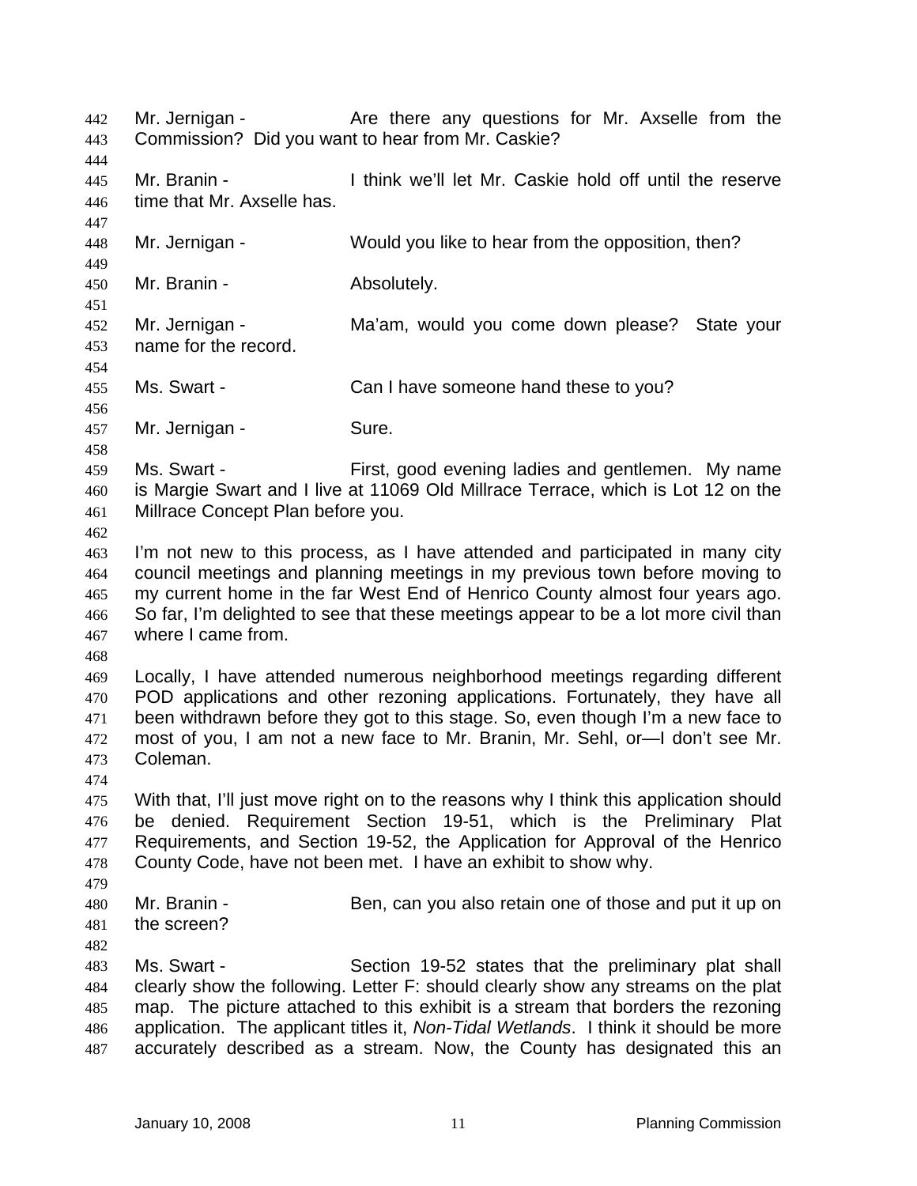Mr. Jernigan - Are there any questions for Mr. Axselle from the Commission? Did you want to hear from Mr. Caskie?

Mr. Branin - I think we'll let Mr. Caskie hold off until the reserve time that Mr. Axselle has.

Mr. Jernigan - Would you like to hear from the opposition, then?

Mr. Branin - Absolutely.

Mr. Jernigan - Ma'am, would you come down please? State your name for the record.

Ms. Swart - Can I have someone hand these to you?

Mr. Jernigan - Sure.

Ms. Swart - First, good evening ladies and gentlemen. My name is Margie Swart and I live at 11069 Old Millrace Terrace, which is Lot 12 on the Millrace Concept Plan before you.

I'm not new to this process, as I have attended and participated in many city council meetings and planning meetings in my previous town before moving to my current home in the far West End of Henrico County almost four years ago. So far, I'm delighted to see that these meetings appear to be a lot more civil than where I came from.

Locally, I have attended numerous neighborhood meetings regarding different POD applications and other rezoning applications. Fortunately, they have all been withdrawn before they got to this stage. So, even though I'm a new face to most of you, I am not a new face to Mr. Branin, Mr. Sehl, or—I don't see Mr. Coleman.

With that, I'll just move right on to the reasons why I think this application should be denied. Requirement Section 19-51, which is the Preliminary Plat Requirements, and Section 19-52, the Application for Approval of the Henrico County Code, have not been met. I have an exhibit to show why.

Mr. Branin - Ben, can you also retain one of those and put it up on the screen?

Ms. Swart - Section 19-52 states that the preliminary plat shall clearly show the following. Letter F: should clearly show any streams on the plat map. The picture attached to this exhibit is a stream that borders the rezoning application. The applicant titles it, *Non-Tidal Wetlands*. I think it should be more accurately described as a stream. Now, the County has designated this an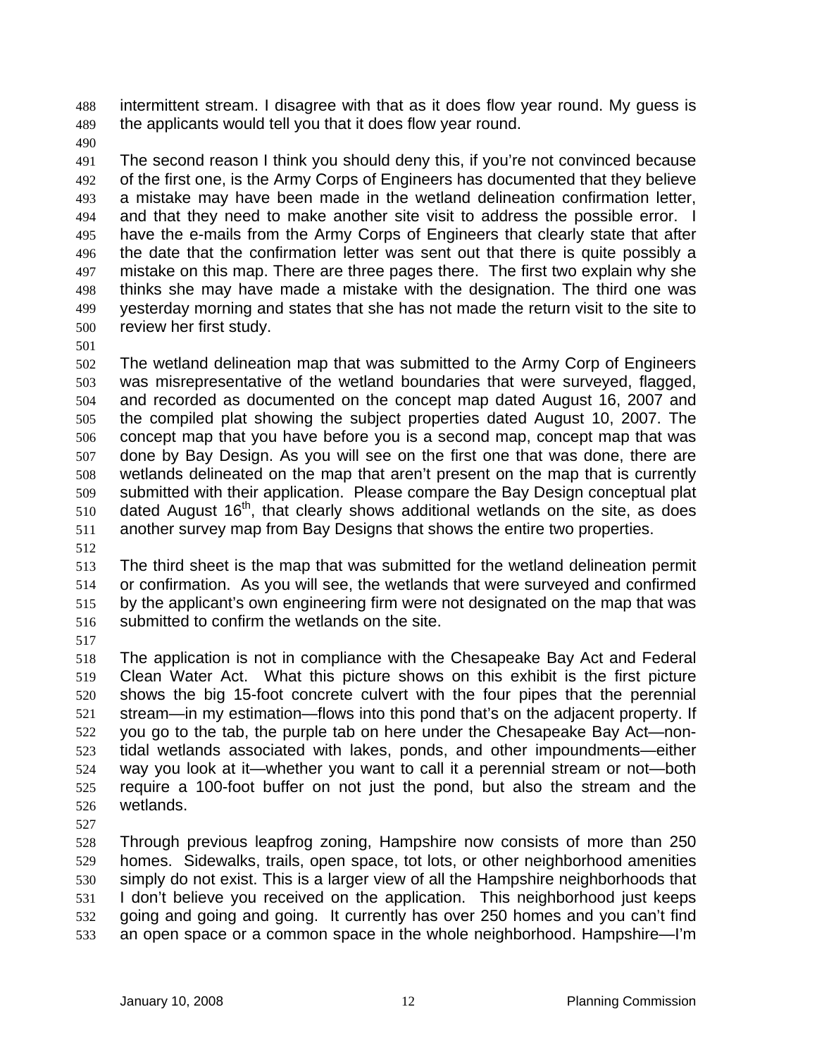intermittent stream. I disagree with that as it does flow year round. My guess is the applicants would tell you that it does flow year round.

The second reason I think you should deny this, if you're not convinced because of the first one, is the Army Corps of Engineers has documented that they believe a mistake may have been made in the wetland delineation confirmation letter, and that they need to make another site visit to address the possible error. I have the e-mails from the Army Corps of Engineers that clearly state that after the date that the confirmation letter was sent out that there is quite possibly a mistake on this map. There are three pages there. The first two explain why she thinks she may have made a mistake with the designation. The third one was yesterday morning and states that she has not made the return visit to the site to review her first study.

The wetland delineation map that was submitted to the Army Corp of Engineers was misrepresentative of the wetland boundaries that were surveyed, flagged, and recorded as documented on the concept map dated August 16, 2007 and the compiled plat showing the subject properties dated August 10, 2007. The concept map that you have before you is a second map, concept map that was done by Bay Design. As you will see on the first one that was done, there are wetlands delineated on the map that aren't present on the map that is currently submitted with their application. Please compare the Bay Design conceptual plat dated August 16th, that clearly shows additional wetlands on the site, as does another survey map from Bay Designs that shows the entire two properties.

The third sheet is the map that was submitted for the wetland delineation permit or confirmation. As you will see, the wetlands that were surveyed and confirmed by the applicant's own engineering firm were not designated on the map that was submitted to confirm the wetlands on the site.

The application is not in compliance with the Chesapeake Bay Act and Federal Clean Water Act. What this picture shows on this exhibit is the first picture shows the big 15-foot concrete culvert with the four pipes that the perennial stream—in my estimation—flows into this pond that's on the adjacent property. If you go to the tab, the purple tab on here under the Chesapeake Bay Act—non-tidal wetlands associated with lakes, ponds, and other impoundments—either way you look at it—whether you want to call it a perennial stream or not—both require a 100-foot buffer on not just the pond, but also the stream and the wetlands.

Through previous leapfrog zoning, Hampshire now consists of more than 250 homes. Sidewalks, trails, open space, tot lots, or other neighborhood amenities simply do not exist. This is a larger view of all the Hampshire neighborhoods that I don't believe you received on the application. This neighborhood just keeps going and going and going. It currently has over 250 homes and you can't find an open space or a common space in the whole neighborhood. Hampshire—I'm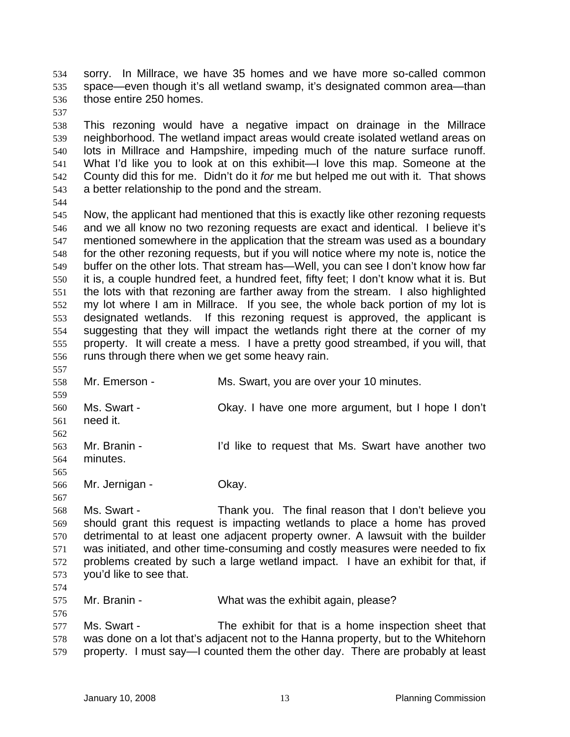sorry. In Millrace, we have 35 homes and we have more so-called common space—even though it's all wetland swamp, it's designated common area—than those entire 250 homes.

This rezoning would have a negative impact on drainage in the Millrace neighborhood. The wetland impact areas would create isolated wetland areas on lots in Millrace and Hampshire, impeding much of the nature surface runoff. What I'd like you to look at on this exhibit—I love this map. Someone at the County did this for me. Didn't do it *for* me but helped me out with it. That shows a better relationship to the pond and the stream.

Now, the applicant had mentioned that this is exactly like other rezoning requests and we all know no two rezoning requests are exact and identical. I believe it's mentioned somewhere in the application that the stream was used as a boundary for the other rezoning requests, but if you will notice where my note is, notice the buffer on the other lots. That stream has—Well, you can see I don't know how far it is, a couple hundred feet, a hundred feet, fifty feet; I don't know what it is. But the lots with that rezoning are farther away from the stream. I also highlighted my lot where I am in Millrace. If you see, the whole back portion of my lot is designated wetlands. If this rezoning request is approved, the applicant is suggesting that they will impact the wetlands right there at the corner of my property. It will create a mess. I have a pretty good streambed, if you will, that runs through there when we get some heavy rain.

Mr. Emerson - Ms. Swart, you are over your 10 minutes.

Ms. Swart - Okay. I have one more argument, but I hope I don't need it.

Mr. Branin - I'd like to request that Ms. Swart have another two minutes.

Mr. Jernigan - Okay.

Ms. Swart - Thank you. The final reason that I don't believe you should grant this request is impacting wetlands to place a home has proved detrimental to at least one adjacent property owner. A lawsuit with the builder was initiated, and other time-consuming and costly measures were needed to fix problems created by such a large wetland impact. I have an exhibit for that, if you'd like to see that.

Mr. Branin - What was the exhibit again, please?

Ms. Swart - The exhibit for that is a home inspection sheet that was done on a lot that's adjacent not to the Hanna property, but to the Whitehorn property. I must say—I counted them the other day. There are probably at least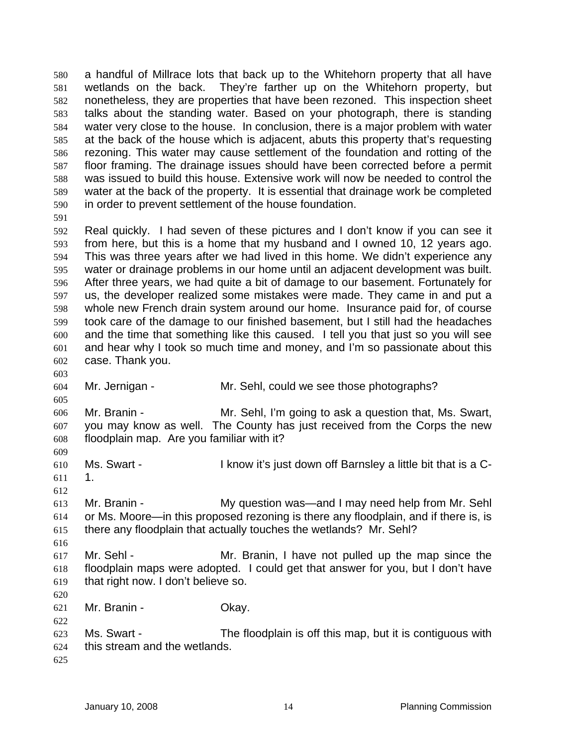a handful of Millrace lots that back up to the Whitehorn property that all have wetlands on the back. They're farther up on the Whitehorn property, but nonetheless, they are properties that have been rezoned. This inspection sheet talks about the standing water. Based on your photograph, there is standing water very close to the house. In conclusion, there is a major problem with water at the back of the house which is adjacent, abuts this property that's requesting rezoning. This water may cause settlement of the foundation and rotting of the floor framing. The drainage issues should have been corrected before a permit was issued to build this house. Extensive work will now be needed to control the water at the back of the property. It is essential that drainage work be completed in order to prevent settlement of the house foundation.

Real quickly. I had seven of these pictures and I don't know if you can see it from here, but this is a home that my husband and I owned 10, 12 years ago. This was three years after we had lived in this home. We didn't experience any water or drainage problems in our home until an adjacent development was built. After three years, we had quite a bit of damage to our basement. Fortunately for us, the developer realized some mistakes were made. They came in and put a whole new French drain system around our home. Insurance paid for, of course took care of the damage to our finished basement, but I still had the headaches and the time that something like this caused. I tell you that just so you will see and hear why I took so much time and money, and I'm so passionate about this case. Thank you.

Mr. Jernigan - Mr. Sehl, could we see those photographs?

Mr. Branin - Mr. Sehl, I'm going to ask a question that, Ms. Swart, you may know as well. The County has just received from the Corps the new floodplain map. Are you familiar with it?

Ms. Swart - I know it's just down off Barnsley a little bit that is a C-1.

Mr. Branin - My question was—and I may need help from Mr. Sehl or Ms. Moore—in this proposed rezoning is there any floodplain, and if there is, is there any floodplain that actually touches the wetlands? Mr. Sehl?

Mr. Sehl - Mr. Branin, I have not pulled up the map since the floodplain maps were adopted. I could get that answer for you, but I don't have that right now. I don't believe so.

Mr. Branin - Okay.

Ms. Swart - The floodplain is off this map, but it is contiguous with this stream and the wetlands.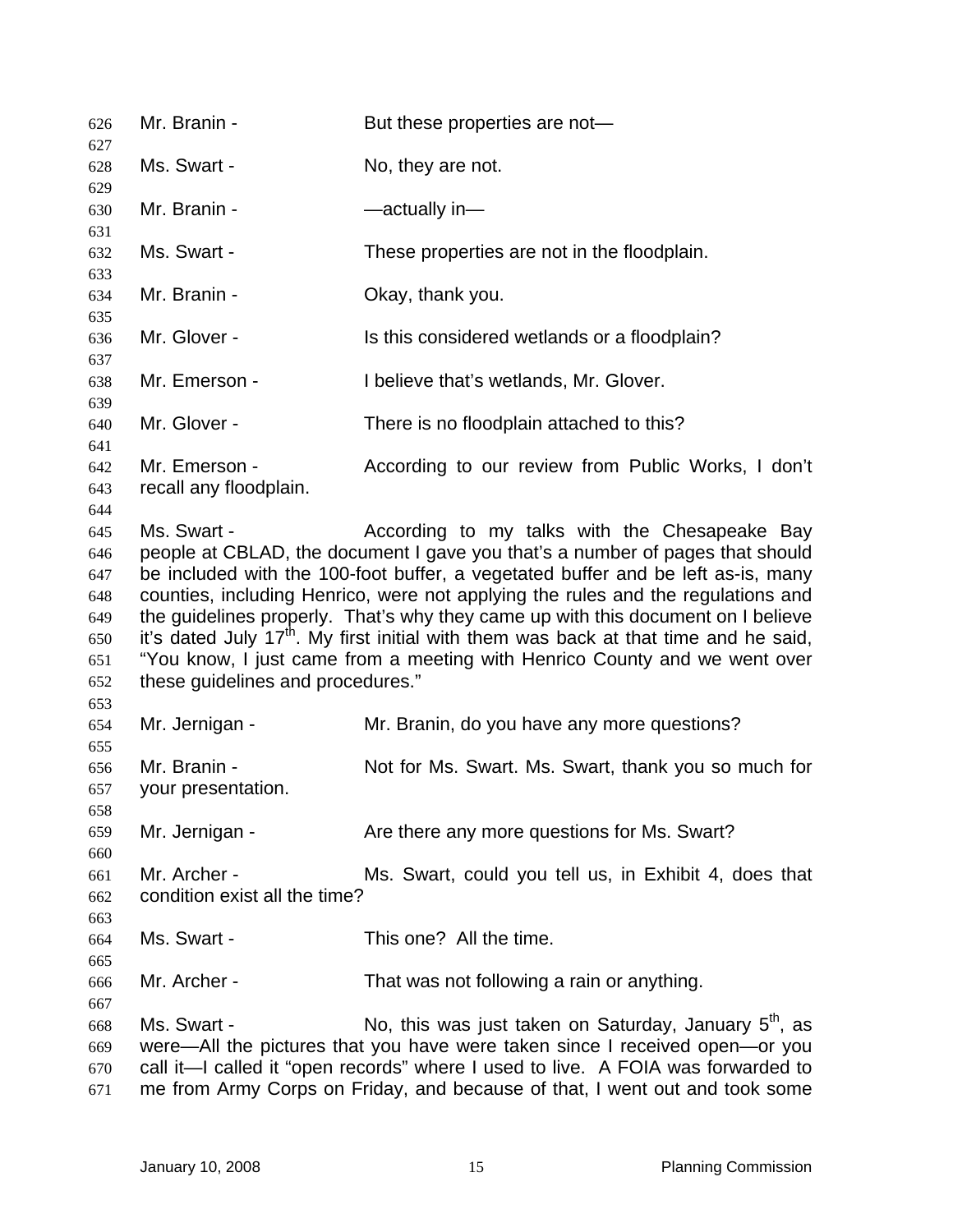Mr. Branin - But these properties are not—

Ms. Swart - No, they are not.

Mr. Branin - —actually in—

Ms. Swart - These properties are not in the floodplain.

Mr. Branin - Okay, thank you.

Mr. Glover - Is this considered wetlands or a floodplain?

Mr. Emerson - I believe that's wetlands, Mr. Glover.

Mr. Glover - There is no floodplain attached to this?

Mr. Emerson - According to our review from Public Works, I don't recall any floodplain.

Ms. Swart - According to my talks with the Chesapeake Bay people at CBLAD, the document I gave you that's a number of pages that should be included with the 100-foot buffer, a vegetated buffer and be left as-is, many counties, including Henrico, were not applying the rules and the regulations and the guidelines properly. That's why they came up with this document on I believe it's dated July 17th. My first initial with them was back at that time and he said, "You know, I just came from a meeting with Henrico County and we went over these guidelines and procedures."

Mr. Jernigan - Mr. Branin, do you have any more questions?

Mr. Branin - Not for Ms. Swart. Ms. Swart, thank you so much for your presentation.

Mr. Jernigan - Are there any more questions for Ms. Swart?

Mr. Archer - Ms. Swart, could you tell us, in Exhibit 4, does that condition exist all the time?

Ms. Swart - This one? All the time.

Mr. Archer - That was not following a rain or anything.

Ms. Swart - No, this was just taken on Saturday, January 5th, as were—All the pictures that you have were taken since I received open—or you call it—I called it "open records" where I used to live. A FOIA was forwarded to me from Army Corps on Friday, and because of that, I went out and took some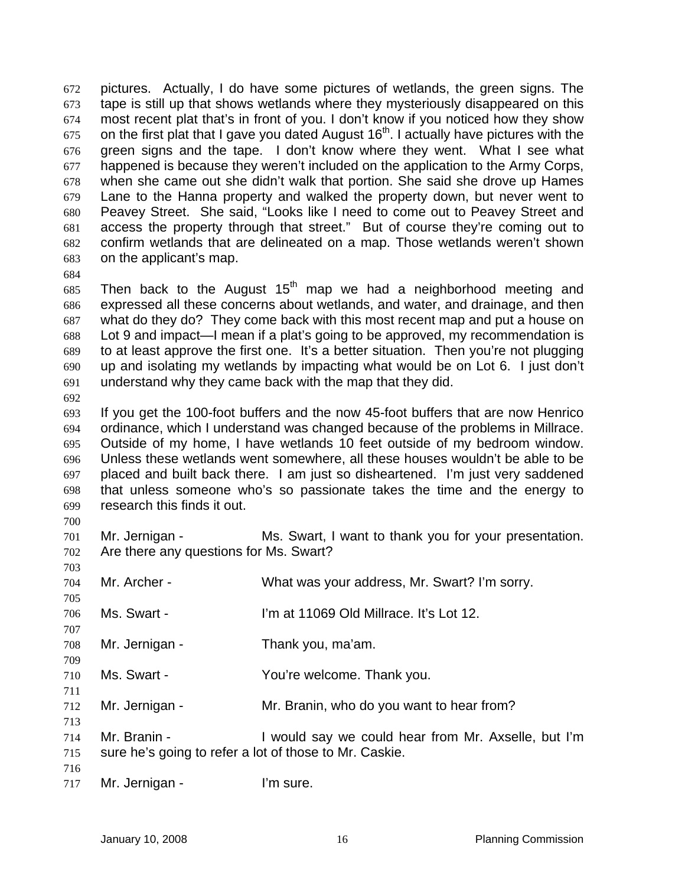672 pictures. Actually, I do have some pictures of wetlands, the green signs. The
673 tape is still up that shows wetlands where they mysteriously disappeared on this
674 most recent plat that's in front of you. I don't know if you noticed how they show
675 on the first plat that I gave you dated August 16th. I actually have pictures with the
676 green signs and the tape. I don't know where they went. What I see what
677 happened is because they weren't included on the application to the Army Corps,
678 when she came out she didn't walk that portion. She said she drove up Hames
679 Lane to the Hanna property and walked the property down, but never went to
680 Peavey Street. She said, "Looks like I need to come out to Peavey Street and
681 access the property through that street." But of course they're coming out to
682 confirm wetlands that are delineated on a map. Those wetlands weren't shown
683 on the applicant's map.
684
685 Then back to the August 15th map we had a neighborhood meeting and
686 expressed all these concerns about wetlands, and water, and drainage, and then
687 what do they do? They come back with this most recent map and put a house on
688 Lot 9 and impact—I mean if a plat's going to be approved, my recommendation is
689 to at least approve the first one. It's a better situation. Then you're not plugging
690 up and isolating my wetlands by impacting what would be on Lot 6. I just don't
691 understand why they came back with the map that they did.
692
693 If you get the 100-foot buffers and the now 45-foot buffers that are now Henrico
694 ordinance, which I understand was changed because of the problems in Millrace.
695 Outside of my home, I have wetlands 10 feet outside of my bedroom window.
696 Unless these wetlands went somewhere, all these houses wouldn't be able to be
697 placed and built back there. I am just so disheartened. I'm just very saddened
698 that unless someone who's so passionate takes the time and the energy to
699 research this finds it out.
700
701 Mr. Jernigan - Ms. Swart, I want to thank you for your presentation.
702 Are there any questions for Ms. Swart?
703
704 Mr. Archer - What was your address, Mr. Swart? I'm sorry.
705
706 Ms. Swart - I'm at 11069 Old Millrace. It's Lot 12.
707
708 Mr. Jernigan - Thank you, ma'am.
709
710 Ms. Swart - You're welcome. Thank you.
711
712 Mr. Jernigan - Mr. Branin, who do you want to hear from?
713
714 Mr. Branin - I would say we could hear from Mr. Axselle, but I'm
715 sure he's going to refer a lot of those to Mr. Caskie.
716
717 Mr. Jernigan - I'm sure.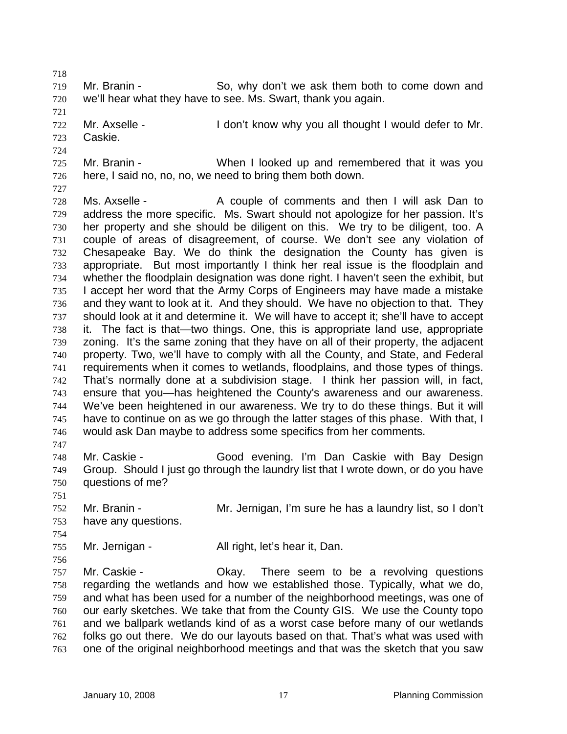Mr. Branin - So, why don't we ask them both to come down and we'll hear what they have to see. Ms. Swart, thank you again.

Mr. Axselle - I don't know why you all thought I would defer to Mr. Caskie.

Mr. Branin - When I looked up and remembered that it was you here, I said no, no, no, we need to bring them both down.

Ms. Axselle - A couple of comments and then I will ask Dan to address the more specific. Ms. Swart should not apologize for her passion. It's her property and she should be diligent on this. We try to be diligent, too. A couple of areas of disagreement, of course. We don't see any violation of Chesapeake Bay. We do think the designation the County has given is appropriate. But most importantly I think her real issue is the floodplain and whether the floodplain designation was done right. I haven't seen the exhibit, but I accept her word that the Army Corps of Engineers may have made a mistake and they want to look at it. And they should. We have no objection to that. They should look at it and determine it. We will have to accept it; she'll have to accept it. The fact is that—two things. One, this is appropriate land use, appropriate zoning. It's the same zoning that they have on all of their property, the adjacent property. Two, we'll have to comply with all the County, and State, and Federal requirements when it comes to wetlands, floodplains, and those types of things. That's normally done at a subdivision stage. I think her passion will, in fact, ensure that you—has heightened the County's awareness and our awareness. We've been heightened in our awareness. We try to do these things. But it will have to continue on as we go through the latter stages of this phase. With that, I would ask Dan maybe to address some specifics from her comments.

Mr. Caskie - Good evening. I'm Dan Caskie with Bay Design Group. Should I just go through the laundry list that I wrote down, or do you have questions of me?

Mr. Branin - Mr. Jernigan, I'm sure he has a laundry list, so I don't have any questions.

Mr. Jernigan - All right, let's hear it, Dan.

Mr. Caskie - Okay. There seem to be a revolving questions regarding the wetlands and how we established those. Typically, what we do, and what has been used for a number of the neighborhood meetings, was one of our early sketches. We take that from the County GIS. We use the County topo and we ballpark wetlands kind of as a worst case before many of our wetlands folks go out there. We do our layouts based on that. That's what was used with one of the original neighborhood meetings and that was the sketch that you saw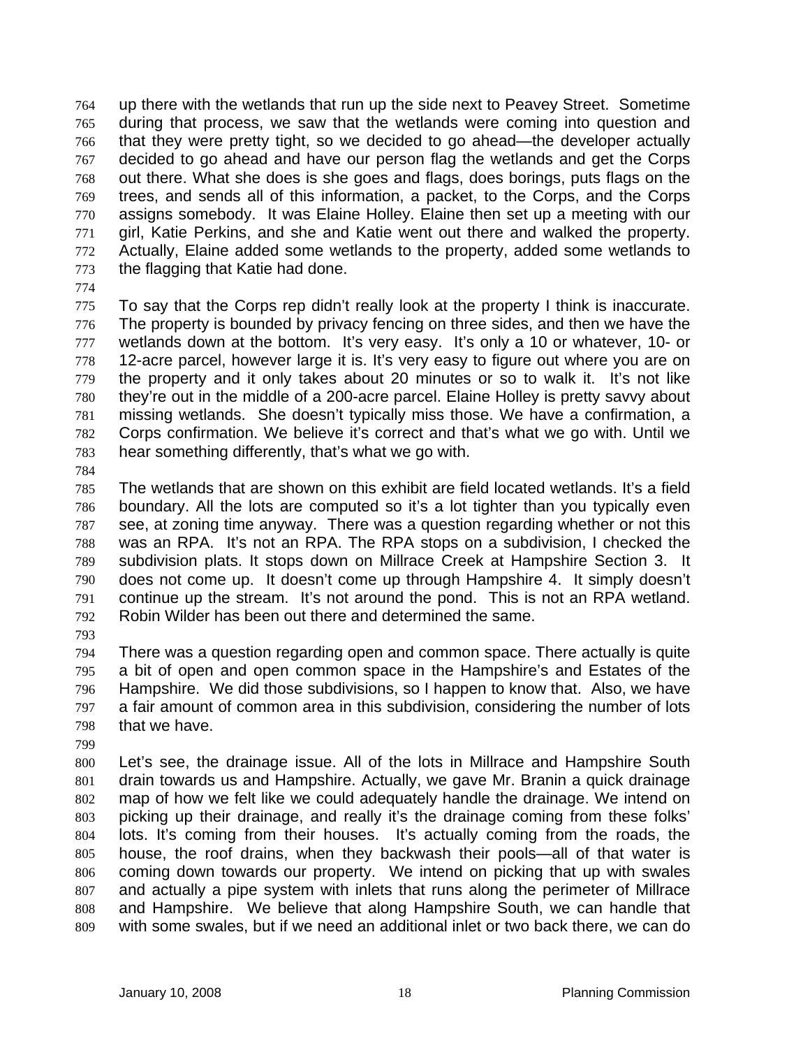up there with the wetlands that run up the side next to Peavey Street. Sometime during that process, we saw that the wetlands were coming into question and that they were pretty tight, so we decided to go ahead—the developer actually decided to go ahead and have our person flag the wetlands and get the Corps out there. What she does is she goes and flags, does borings, puts flags on the trees, and sends all of this information, a packet, to the Corps, and the Corps assigns somebody. It was Elaine Holley. Elaine then set up a meeting with our girl, Katie Perkins, and she and Katie went out there and walked the property. Actually, Elaine added some wetlands to the property, added some wetlands to the flagging that Katie had done.

To say that the Corps rep didn't really look at the property I think is inaccurate. The property is bounded by privacy fencing on three sides, and then we have the wetlands down at the bottom. It's very easy. It's only a 10 or whatever, 10- or 12-acre parcel, however large it is. It's very easy to figure out where you are on the property and it only takes about 20 minutes or so to walk it. It's not like they're out in the middle of a 200-acre parcel. Elaine Holley is pretty savvy about missing wetlands. She doesn't typically miss those. We have a confirmation, a Corps confirmation. We believe it's correct and that's what we go with. Until we hear something differently, that's what we go with.

The wetlands that are shown on this exhibit are field located wetlands. It's a field boundary. All the lots are computed so it's a lot tighter than you typically even see, at zoning time anyway. There was a question regarding whether or not this was an RPA. It's not an RPA. The RPA stops on a subdivision, I checked the subdivision plats. It stops down on Millrace Creek at Hampshire Section 3. It does not come up. It doesn't come up through Hampshire 4. It simply doesn't continue up the stream. It's not around the pond. This is not an RPA wetland. Robin Wilder has been out there and determined the same.

There was a question regarding open and common space. There actually is quite a bit of open and open common space in the Hampshire's and Estates of the Hampshire. We did those subdivisions, so I happen to know that. Also, we have a fair amount of common area in this subdivision, considering the number of lots that we have.

Let's see, the drainage issue. All of the lots in Millrace and Hampshire South drain towards us and Hampshire. Actually, we gave Mr. Branin a quick drainage map of how we felt like we could adequately handle the drainage. We intend on picking up their drainage, and really it's the drainage coming from these folks' lots. It's coming from their houses. It's actually coming from the roads, the house, the roof drains, when they backwash their pools—all of that water is coming down towards our property. We intend on picking that up with swales and actually a pipe system with inlets that runs along the perimeter of Millrace and Hampshire. We believe that along Hampshire South, we can handle that with some swales, but if we need an additional inlet or two back there, we can do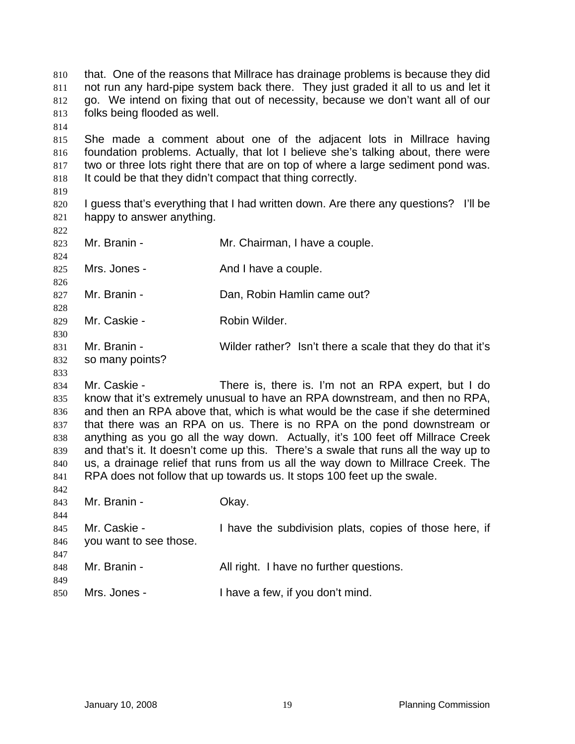that. One of the reasons that Millrace has drainage problems is because they did not run any hard-pipe system back there. They just graded it all to us and let it go. We intend on fixing that out of necessity, because we don't want all of our folks being flooded as well.

She made a comment about one of the adjacent lots in Millrace having foundation problems. Actually, that lot I believe she's talking about, there were two or three lots right there that are on top of where a large sediment pond was. It could be that they didn't compact that thing correctly.

I guess that's everything that I had written down. Are there any questions? I'll be happy to answer anything.

Mr. Branin - Mr. Chairman, I have a couple.

Mrs. Jones - And I have a couple.

Mr. Branin - Dan, Robin Hamlin came out?

Mr. Caskie - Robin Wilder.

Mr. Branin - Wilder rather? Isn't there a scale that they do that it's so many points?

Mr. Caskie - There is, there is. I'm not an RPA expert, but I do know that it's extremely unusual to have an RPA downstream, and then no RPA, and then an RPA above that, which is what would be the case if she determined that there was an RPA on us. There is no RPA on the pond downstream or anything as you go all the way down. Actually, it's 100 feet off Millrace Creek and that's it. It doesn't come up this. There's a swale that runs all the way up to us, a drainage relief that runs from us all the way down to Millrace Creek. The RPA does not follow that up towards us. It stops 100 feet up the swale.

Mr. Branin - Okay.

Mr. Caskie - I have the subdivision plats, copies of those here, if you want to see those.

Mr. Branin - All right. I have no further questions.

Mrs. Jones - I have a few, if you don't mind.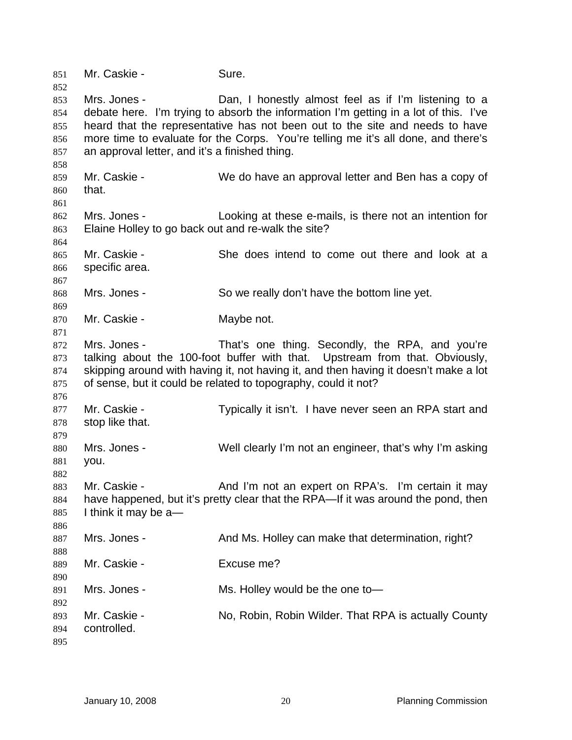Mr. Caskie - Sure.

Mrs. Jones - Dan, I honestly almost feel as if I'm listening to a debate here. I'm trying to absorb the information I'm getting in a lot of this. I've heard that the representative has not been out to the site and needs to have more time to evaluate for the Corps. You're telling me it's all done, and there's an approval letter, and it's a finished thing.

Mr. Caskie - We do have an approval letter and Ben has a copy of that.

Mrs. Jones - Looking at these e-mails, is there not an intention for Elaine Holley to go back out and re-walk the site?

Mr. Caskie - She does intend to come out there and look at a specific area.

Mrs. Jones - So we really don't have the bottom line yet.

Mr. Caskie - Maybe not.

Mrs. Jones - That's one thing. Secondly, the RPA, and you're talking about the 100-foot buffer with that. Upstream from that. Obviously, skipping around with having it, not having it, and then having it doesn't make a lot of sense, but it could be related to topography, could it not?

Mr. Caskie - Typically it isn't. I have never seen an RPA start and stop like that.

Mrs. Jones - Well clearly I'm not an engineer, that's why I'm asking you.

Mr. Caskie - And I'm not an expert on RPA's. I'm certain it may have happened, but it's pretty clear that the RPA—If it was around the pond, then I think it may be a—

Mrs. Jones - And Ms. Holley can make that determination, right?

Mr. Caskie - Excuse me?

Mrs. Jones - Ms. Holley would be the one to—

Mr. Caskie - No, Robin, Robin Wilder. That RPA is actually County controlled.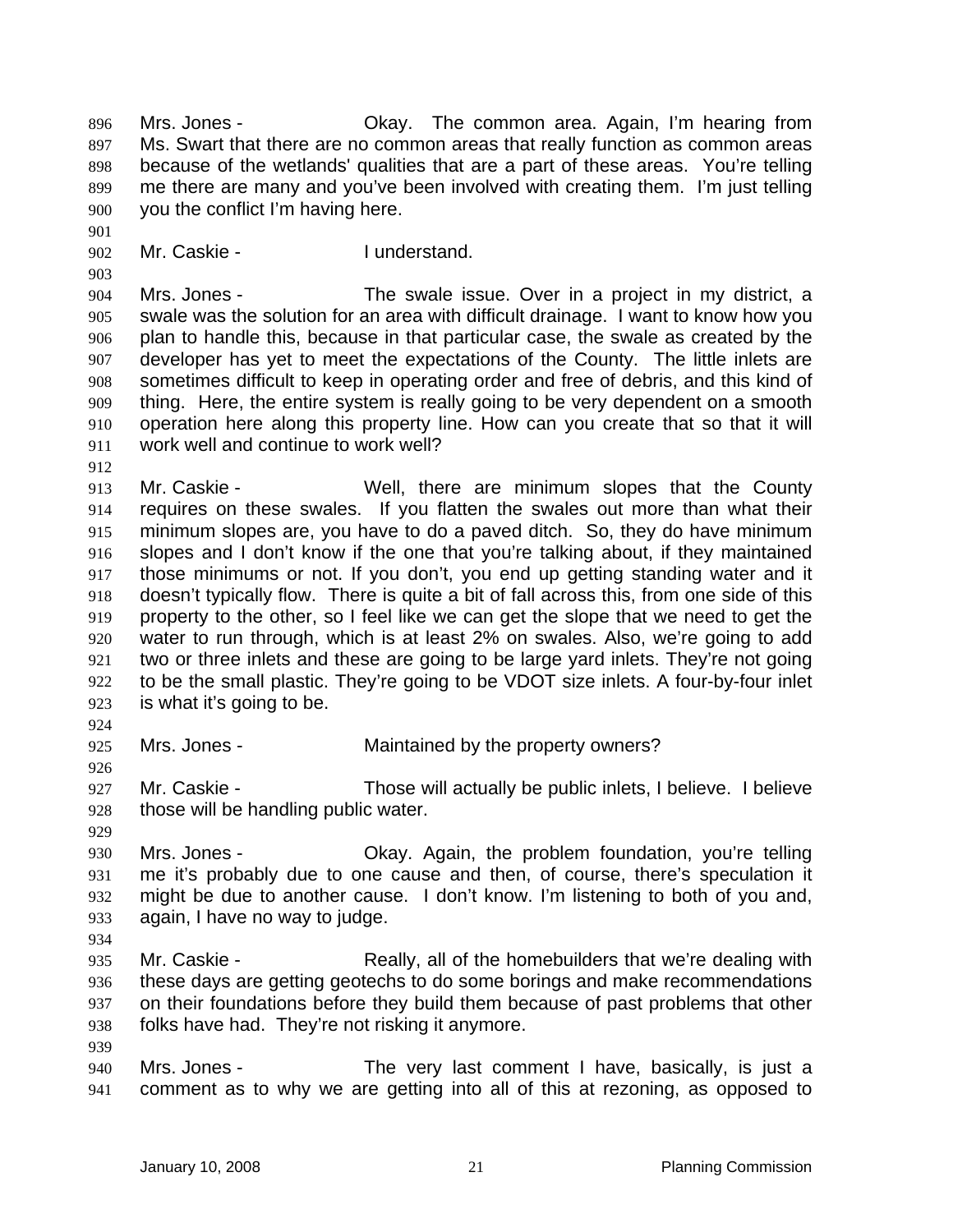896 Mrs. Jones - Okay. The common area. Again, I'm hearing from
897 Ms. Swart that there are no common areas that really function as common areas
898 because of the wetlands' qualities that are a part of these areas. You're telling
899 me there are many and you've been involved with creating them. I'm just telling
900 you the conflict I'm having here.
901
902 Mr. Caskie - I understand.
903
904 Mrs. Jones - The swale issue. Over in a project in my district, a
905 swale was the solution for an area with difficult drainage. I want to know how you
906 plan to handle this, because in that particular case, the swale as created by the
907 developer has yet to meet the expectations of the County. The little inlets are
908 sometimes difficult to keep in operating order and free of debris, and this kind of
909 thing. Here, the entire system is really going to be very dependent on a smooth
910 operation here along this property line. How can you create that so that it will
911 work well and continue to work well?
912
913 Mr. Caskie - Well, there are minimum slopes that the County
914 requires on these swales. If you flatten the swales out more than what their
915 minimum slopes are, you have to do a paved ditch. So, they do have minimum
916 slopes and I don't know if the one that you're talking about, if they maintained
917 those minimums or not. If you don't, you end up getting standing water and it
918 doesn't typically flow. There is quite a bit of fall across this, from one side of this
919 property to the other, so I feel like we can get the slope that we need to get the
920 water to run through, which is at least 2% on swales. Also, we're going to add
921 two or three inlets and these are going to be large yard inlets. They're not going
922 to be the small plastic. They're going to be VDOT size inlets. A four-by-four inlet
923 is what it's going to be.
924
925 Mrs. Jones - Maintained by the property owners?
926
927 Mr. Caskie - Those will actually be public inlets, I believe. I believe
928 those will be handling public water.
929
930 Mrs. Jones - Okay. Again, the problem foundation, you're telling
931 me it's probably due to one cause and then, of course, there's speculation it
932 might be due to another cause. I don't know. I'm listening to both of you and,
933 again, I have no way to judge.
934
935 Mr. Caskie - Really, all of the homebuilders that we're dealing with
936 these days are getting geotechs to do some borings and make recommendations
937 on their foundations before they build them because of past problems that other
938 folks have had. They're not risking it anymore.
939
940 Mrs. Jones - The very last comment I have, basically, is just a
941 comment as to why we are getting into all of this at rezoning, as opposed to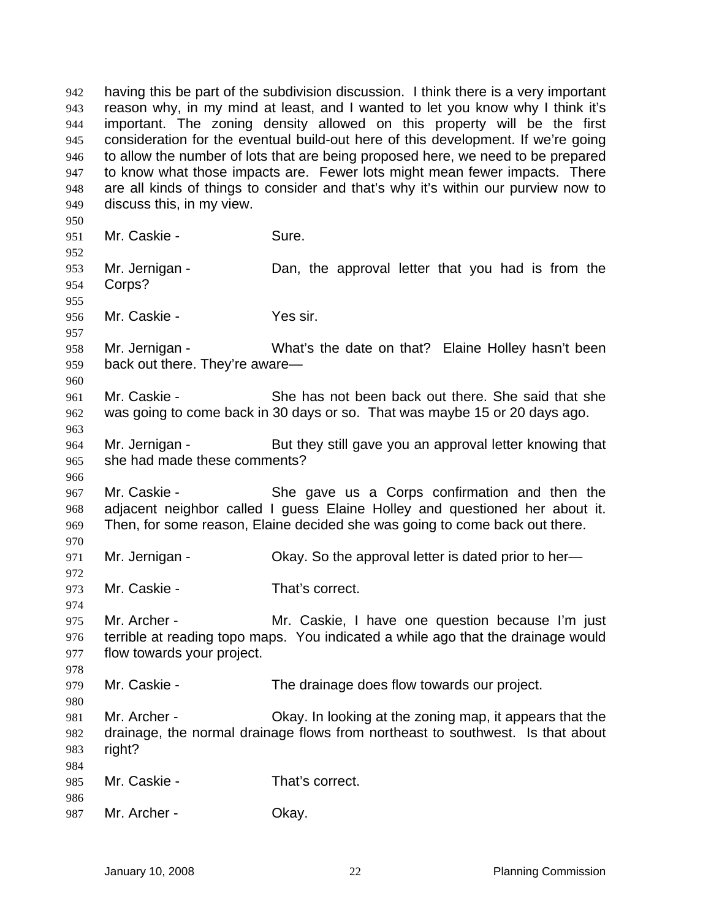having this be part of the subdivision discussion. I think there is a very important reason why, in my mind at least, and I wanted to let you know why I think it's important. The zoning density allowed on this property will be the first consideration for the eventual build-out here of this development. If we're going to allow the number of lots that are being proposed here, we need to be prepared to know what those impacts are. Fewer lots might mean fewer impacts. There are all kinds of things to consider and that's why it's within our purview now to discuss this, in my view.

Mr. Caskie - Sure.

Mr. Jernigan - Dan, the approval letter that you had is from the Corps?

Mr. Caskie - Yes sir.

Mr. Jernigan - What's the date on that? Elaine Holley hasn't been back out there. They're aware—

Mr. Caskie - She has not been back out there. She said that she was going to come back in 30 days or so. That was maybe 15 or 20 days ago.

Mr. Jernigan - But they still gave you an approval letter knowing that she had made these comments?

Mr. Caskie - She gave us a Corps confirmation and then the adjacent neighbor called I guess Elaine Holley and questioned her about it. Then, for some reason, Elaine decided she was going to come back out there.

Mr. Jernigan - Okay. So the approval letter is dated prior to her—

Mr. Caskie - That's correct.

Mr. Archer - Mr. Caskie, I have one question because I'm just terrible at reading topo maps. You indicated a while ago that the drainage would flow towards your project.

Mr. Caskie - The drainage does flow towards our project.

Mr. Archer - Okay. In looking at the zoning map, it appears that the drainage, the normal drainage flows from northeast to southwest. Is that about right?

Mr. Caskie - That's correct.

Mr. Archer - Okay.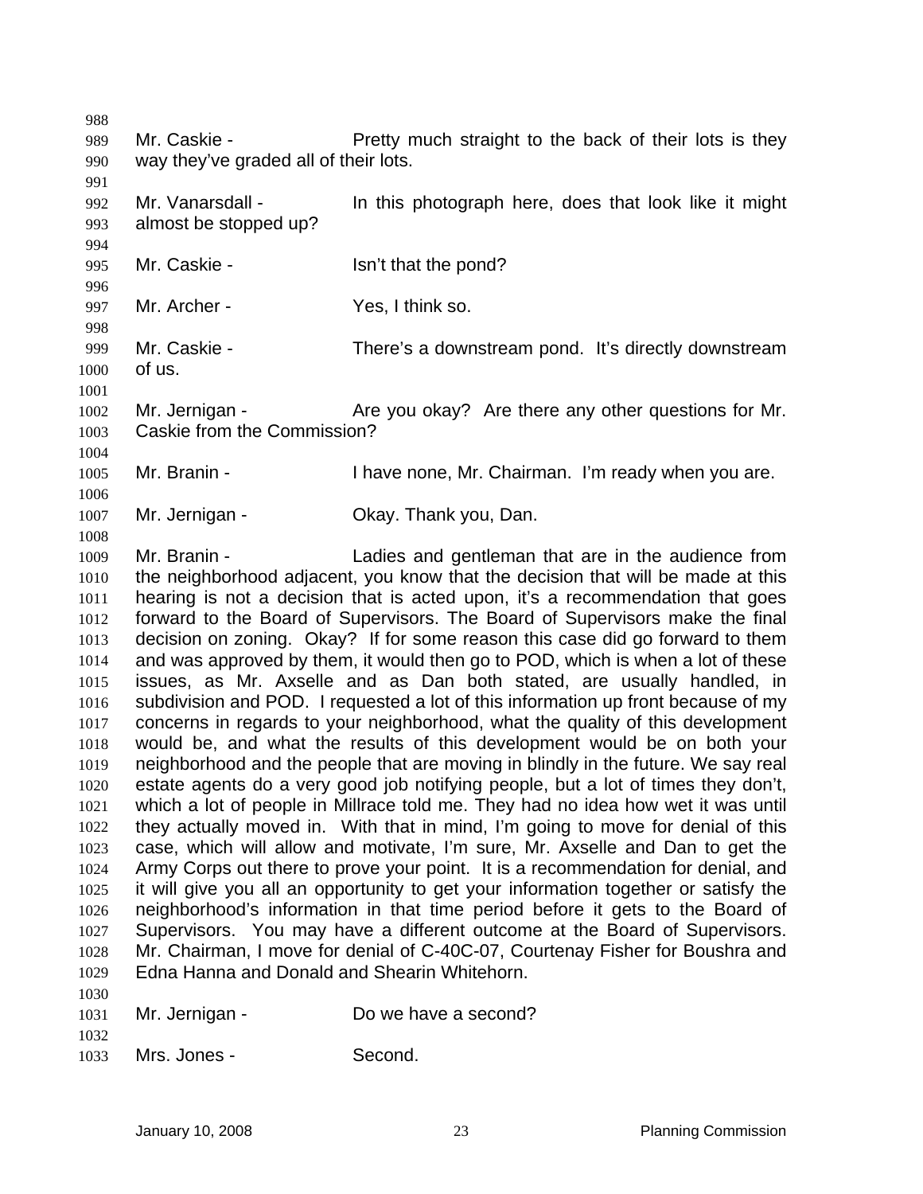Mr. Caskie - Pretty much straight to the back of their lots is they way they've graded all of their lots.

Mr. Vanarsdall - In this photograph here, does that look like it might almost be stopped up?

Mr. Caskie - Isn't that the pond?

Mr. Archer - Yes, I think so.

Mr. Caskie - There's a downstream pond. It's directly downstream of us.

Mr. Jernigan - Are you okay? Are there any other questions for Mr. Caskie from the Commission?

Mr. Branin - I have none, Mr. Chairman. I'm ready when you are.

Mr. Jernigan - Okay. Thank you, Dan.

Mr. Branin - Ladies and gentleman that are in the audience from the neighborhood adjacent, you know that the decision that will be made at this hearing is not a decision that is acted upon, it's a recommendation that goes forward to the Board of Supervisors. The Board of Supervisors make the final decision on zoning. Okay? If for some reason this case did go forward to them and was approved by them, it would then go to POD, which is when a lot of these issues, as Mr. Axselle and as Dan both stated, are usually handled, in subdivision and POD. I requested a lot of this information up front because of my concerns in regards to your neighborhood, what the quality of this development would be, and what the results of this development would be on both your neighborhood and the people that are moving in blindly in the future. We say real estate agents do a very good job notifying people, but a lot of times they don't, which a lot of people in Millrace told me. They had no idea how wet it was until they actually moved in. With that in mind, I'm going to move for denial of this case, which will allow and motivate, I'm sure, Mr. Axselle and Dan to get the Army Corps out there to prove your point. It is a recommendation for denial, and it will give you all an opportunity to get your information together or satisfy the neighborhood's information in that time period before it gets to the Board of Supervisors. You may have a different outcome at the Board of Supervisors. Mr. Chairman, I move for denial of C-40C-07, Courtenay Fisher for Boushra and Edna Hanna and Donald and Shearin Whitehorn.

Mr. Jernigan - Do we have a second?

Mrs. Jones - Second.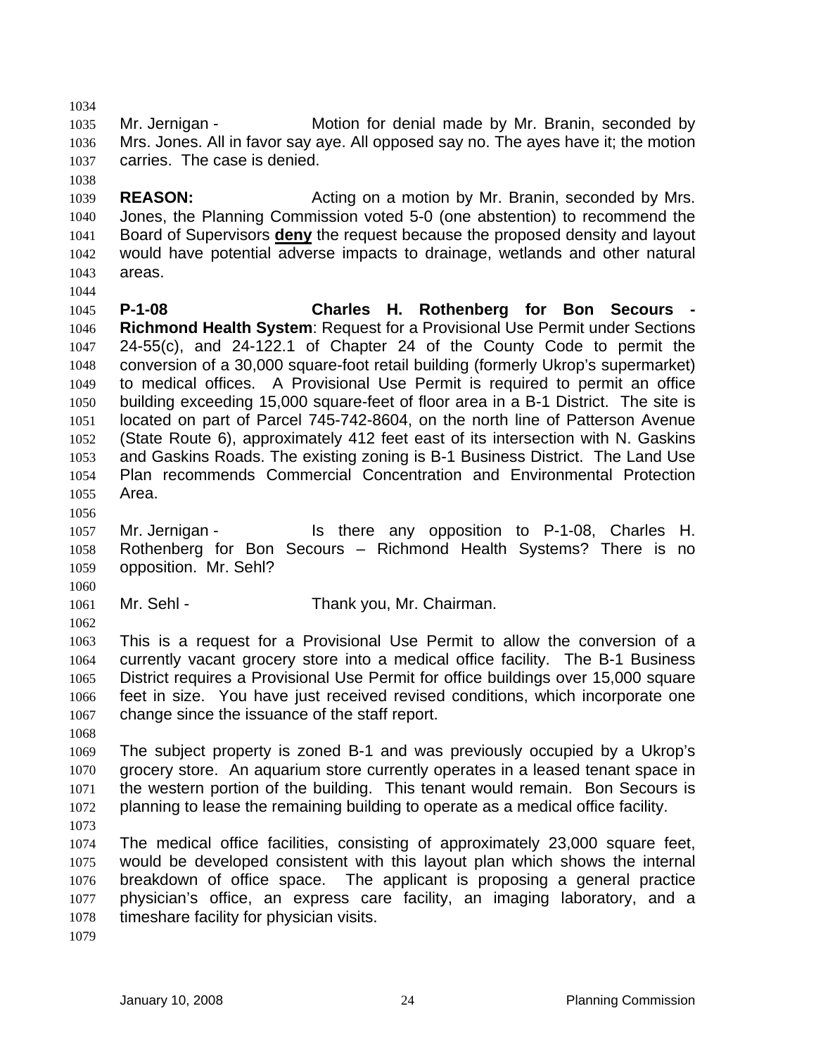Mr. Jernigan - Motion for denial made by Mr. Branin, seconded by Mrs. Jones. All in favor say aye. All opposed say no. The ayes have it; the motion carries. The case is denied.

**REASON:** Acting on a motion by Mr. Branin, seconded by Mrs. Jones, the Planning Commission voted 5-0 (one abstention) to recommend the Board of Supervisors **deny** the request because the proposed density and layout would have potential adverse impacts to drainage, wetlands and other natural areas.

**P-1-08 Charles H. Rothenberg for Bon Secours - Richmond Health System**: Request for a Provisional Use Permit under Sections 24-55(c), and 24-122.1 of Chapter 24 of the County Code to permit the conversion of a 30,000 square-foot retail building (formerly Ukrop's supermarket) to medical offices. A Provisional Use Permit is required to permit an office building exceeding 15,000 square-feet of floor area in a B-1 District. The site is located on part of Parcel 745-742-8604, on the north line of Patterson Avenue (State Route 6), approximately 412 feet east of its intersection with N. Gaskins and Gaskins Roads. The existing zoning is B-1 Business District. The Land Use Plan recommends Commercial Concentration and Environmental Protection Area.

Mr. Jernigan - Is there any opposition to P-1-08, Charles H. Rothenberg for Bon Secours – Richmond Health Systems? There is no opposition. Mr. Sehl?

Mr. Sehl - Thank you, Mr. Chairman.

This is a request for a Provisional Use Permit to allow the conversion of a currently vacant grocery store into a medical office facility. The B-1 Business District requires a Provisional Use Permit for office buildings over 15,000 square feet in size. You have just received revised conditions, which incorporate one change since the issuance of the staff report.

The subject property is zoned B-1 and was previously occupied by a Ukrop's grocery store. An aquarium store currently operates in a leased tenant space in the western portion of the building. This tenant would remain. Bon Secours is planning to lease the remaining building to operate as a medical office facility.

The medical office facilities, consisting of approximately 23,000 square feet, would be developed consistent with this layout plan which shows the internal breakdown of office space. The applicant is proposing a general practice physician's office, an express care facility, an imaging laboratory, and a timeshare facility for physician visits.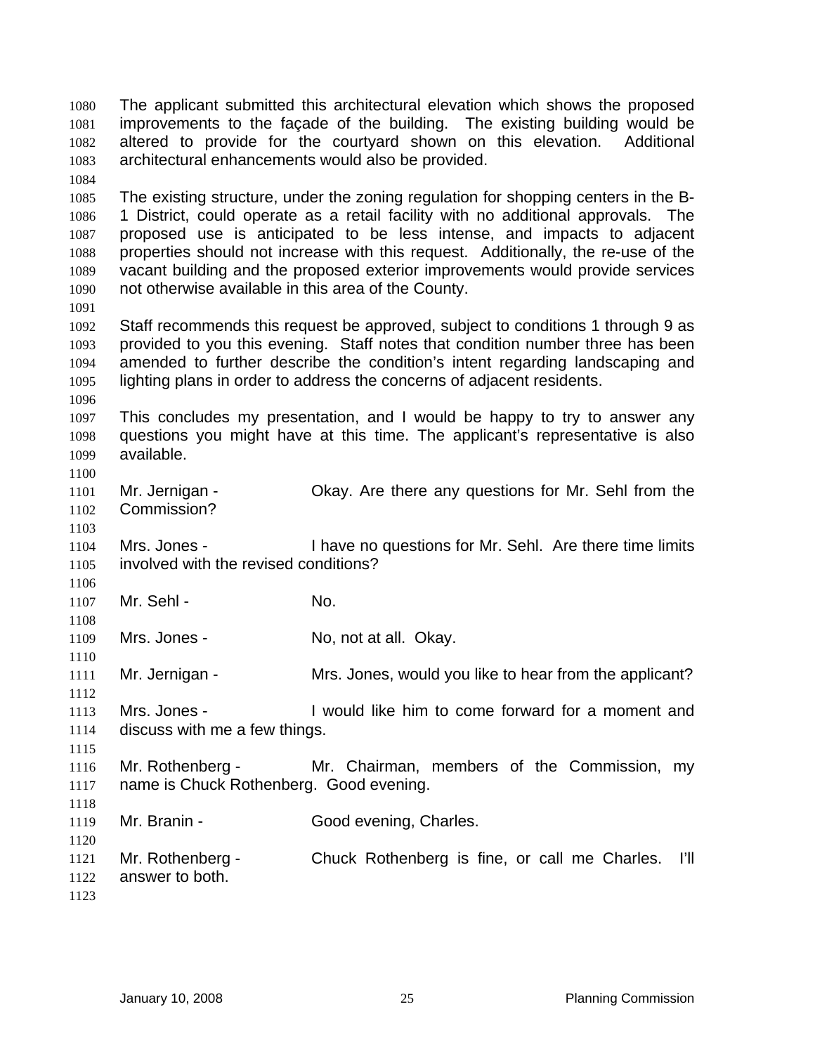The applicant submitted this architectural elevation which shows the proposed improvements to the façade of the building. The existing building would be altered to provide for the courtyard shown on this elevation. Additional architectural enhancements would also be provided.

The existing structure, under the zoning regulation for shopping centers in the B-1 District, could operate as a retail facility with no additional approvals. The proposed use is anticipated to be less intense, and impacts to adjacent properties should not increase with this request. Additionally, the re-use of the vacant building and the proposed exterior improvements would provide services not otherwise available in this area of the County.

Staff recommends this request be approved, subject to conditions 1 through 9 as provided to you this evening. Staff notes that condition number three has been amended to further describe the condition's intent regarding landscaping and lighting plans in order to address the concerns of adjacent residents.

This concludes my presentation, and I would be happy to try to answer any questions you might have at this time. The applicant's representative is also available.

Mr. Jernigan - Okay. Are there any questions for Mr. Sehl from the Commission?

Mrs. Jones - I have no questions for Mr. Sehl. Are there time limits involved with the revised conditions?

Mr. Sehl - No.

Mrs. Jones - No, not at all. Okay.

Mr. Jernigan - Mrs. Jones, would you like to hear from the applicant?

Mrs. Jones - I would like him to come forward for a moment and discuss with me a few things.

Mr. Rothenberg - Mr. Chairman, members of the Commission, my name is Chuck Rothenberg. Good evening.

Mr. Branin - Good evening, Charles.

Mr. Rothenberg - Chuck Rothenberg is fine, or call me Charles. I'll answer to both.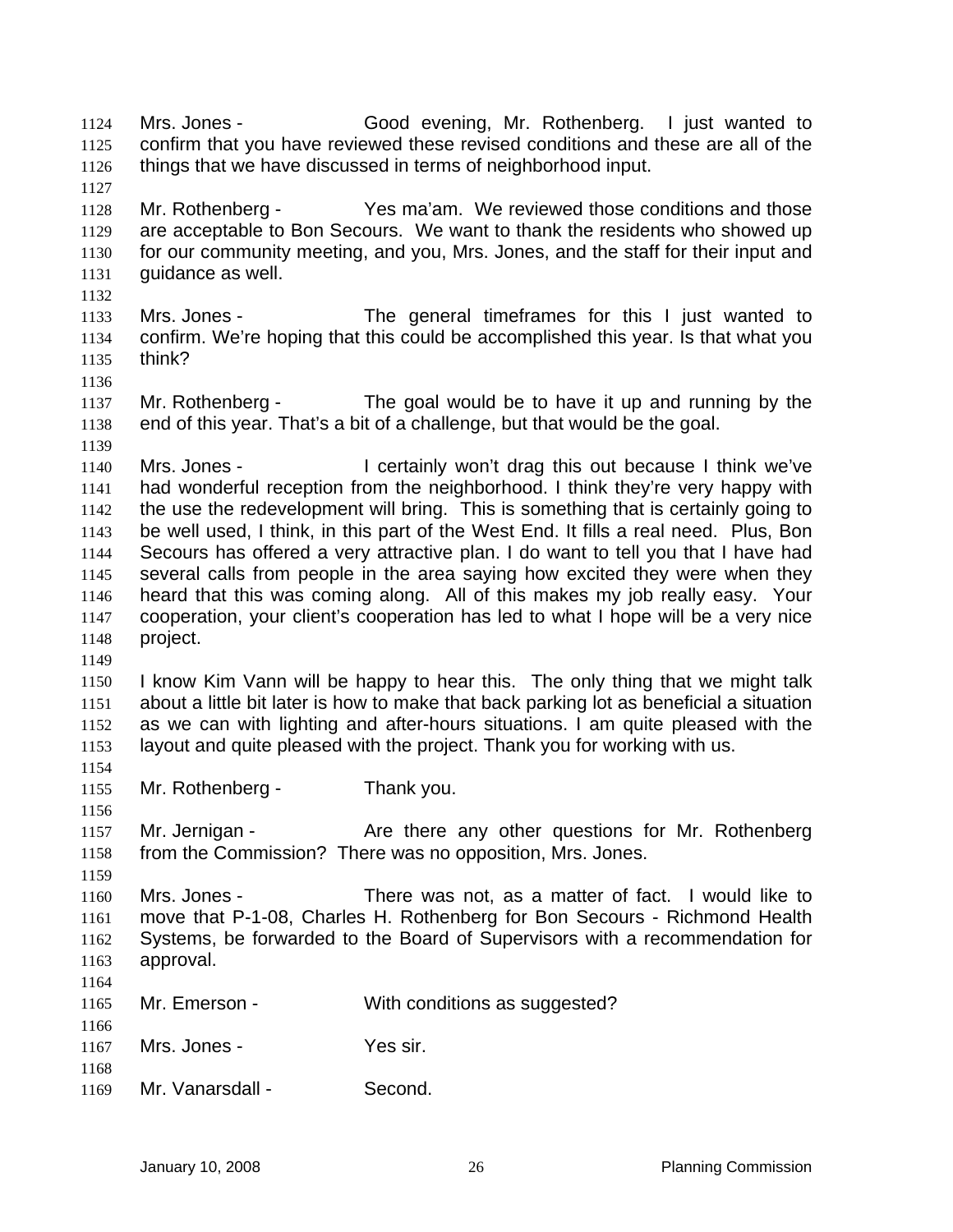Mrs. Jones - Good evening, Mr. Rothenberg. I just wanted to confirm that you have reviewed these revised conditions and these are all of the things that we have discussed in terms of neighborhood input.

Mr. Rothenberg - Yes ma'am. We reviewed those conditions and those are acceptable to Bon Secours. We want to thank the residents who showed up for our community meeting, and you, Mrs. Jones, and the staff for their input and guidance as well.

Mrs. Jones - The general timeframes for this I just wanted to confirm. We're hoping that this could be accomplished this year. Is that what you think?

Mr. Rothenberg - The goal would be to have it up and running by the end of this year. That's a bit of a challenge, but that would be the goal.

Mrs. Jones - I certainly won't drag this out because I think we've had wonderful reception from the neighborhood. I think they're very happy with the use the redevelopment will bring. This is something that is certainly going to be well used, I think, in this part of the West End. It fills a real need. Plus, Bon Secours has offered a very attractive plan. I do want to tell you that I have had several calls from people in the area saying how excited they were when they heard that this was coming along. All of this makes my job really easy. Your cooperation, your client's cooperation has led to what I hope will be a very nice project.

I know Kim Vann will be happy to hear this. The only thing that we might talk about a little bit later is how to make that back parking lot as beneficial a situation as we can with lighting and after-hours situations. I am quite pleased with the layout and quite pleased with the project. Thank you for working with us.

Mr. Rothenberg - Thank you.

Mr. Jernigan - Are there any other questions for Mr. Rothenberg from the Commission? There was no opposition, Mrs. Jones.

Mrs. Jones - There was not, as a matter of fact. I would like to move that P-1-08, Charles H. Rothenberg for Bon Secours - Richmond Health Systems, be forwarded to the Board of Supervisors with a recommendation for approval.

Mr. Emerson - With conditions as suggested?

Mrs. Jones - Yes sir.

Mr. Vanarsdall - Second.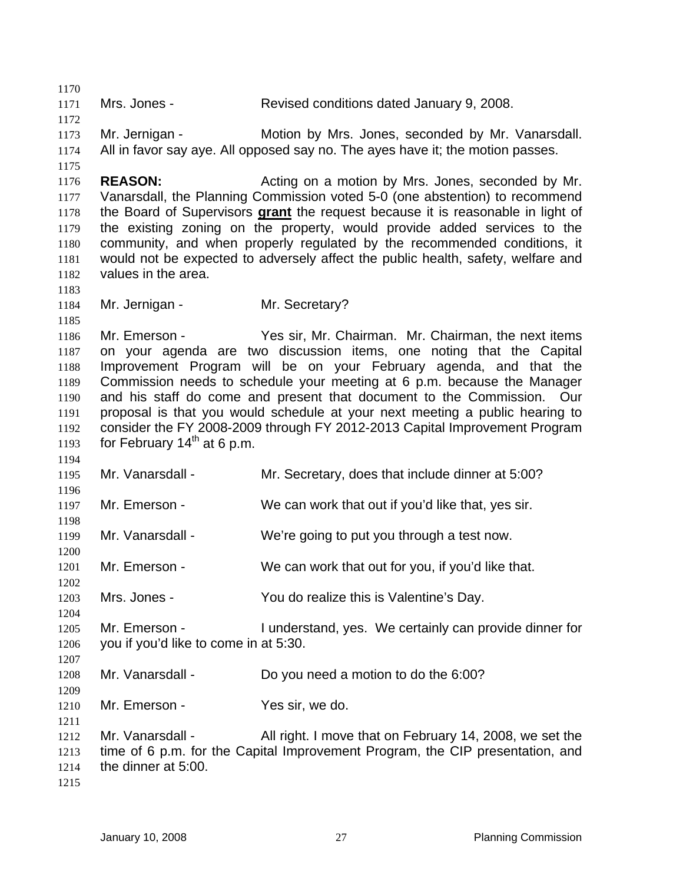Mrs. Jones - Revised conditions dated January 9, 2008.

Mr. Jernigan - Motion by Mrs. Jones, seconded by Mr. Vanarsdall. All in favor say aye. All opposed say no. The ayes have it; the motion passes.

**REASON:** Acting on a motion by Mrs. Jones, seconded by Mr. Vanarsdall, the Planning Commission voted 5-0 (one abstention) to recommend the Board of Supervisors **grant** the request because it is reasonable in light of the existing zoning on the property, would provide added services to the community, and when properly regulated by the recommended conditions, it would not be expected to adversely affect the public health, safety, welfare and values in the area.

Mr. Jernigan - Mr. Secretary?

Mr. Emerson - Yes sir, Mr. Chairman. Mr. Chairman, the next items on your agenda are two discussion items, one noting that the Capital Improvement Program will be on your February agenda, and that the Commission needs to schedule your meeting at 6 p.m. because the Manager and his staff do come and present that document to the Commission. Our proposal is that you would schedule at your next meeting a public hearing to consider the FY 2008-2009 through FY 2012-2013 Capital Improvement Program for February 14th at 6 p.m.

Mr. Vanarsdall - Mr. Secretary, does that include dinner at 5:00?

Mr. Emerson - We can work that out if you'd like that, yes sir.

Mr. Vanarsdall - We're going to put you through a test now.

Mr. Emerson - We can work that out for you, if you'd like that.

Mrs. Jones - You do realize this is Valentine's Day.

Mr. Emerson - I understand, yes. We certainly can provide dinner for you if you'd like to come in at 5:30.

Mr. Vanarsdall - Do you need a motion to do the 6:00?

Mr. Emerson - Yes sir, we do.

Mr. Vanarsdall - All right. I move that on February 14, 2008, we set the time of 6 p.m. for the Capital Improvement Program, the CIP presentation, and the dinner at 5:00.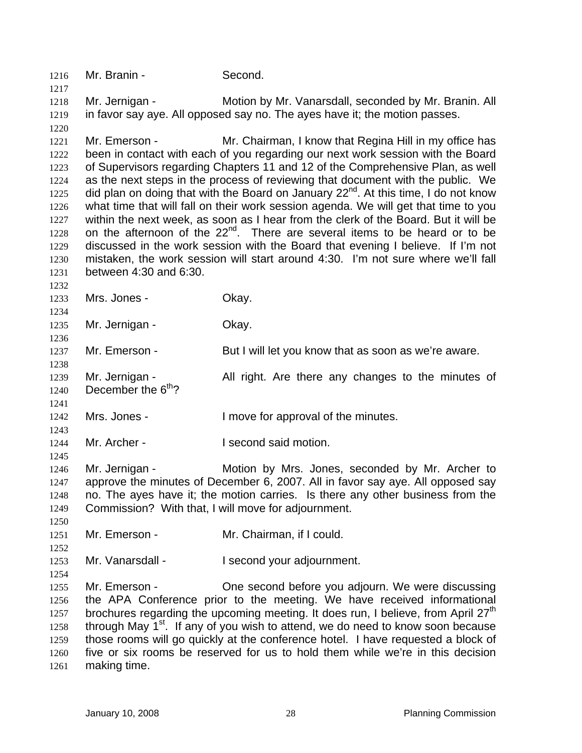Mr. Branin - Second.

Mr. Jernigan - Motion by Mr. Vanarsdall, seconded by Mr. Branin. All in favor say aye. All opposed say no. The ayes have it; the motion passes.

Mr. Emerson - Mr. Chairman, I know that Regina Hill in my office has been in contact with each of you regarding our next work session with the Board of Supervisors regarding Chapters 11 and 12 of the Comprehensive Plan, as well as the next steps in the process of reviewing that document with the public. We did plan on doing that with the Board on January 22nd. At this time, I do not know what time that will fall on their work session agenda. We will get that time to you within the next week, as soon as I hear from the clerk of the Board. But it will be on the afternoon of the 22nd. There are several items to be heard or to be discussed in the work session with the Board that evening I believe. If I'm not mistaken, the work session will start around 4:30. I'm not sure where we'll fall between 4:30 and 6:30.

Mrs. Jones - Okay.

Mr. Jernigan - Okay.

Mr. Emerson - But I will let you know that as soon as we're aware.

Mr. Jernigan - All right. Are there any changes to the minutes of December the 6th?

Mrs. Jones - I move for approval of the minutes.

Mr. Archer - I second said motion.

Mr. Jernigan - Motion by Mrs. Jones, seconded by Mr. Archer to approve the minutes of December 6, 2007. All in favor say aye. All opposed say no. The ayes have it; the motion carries. Is there any other business from the Commission? With that, I will move for adjournment.

Mr. Emerson - Mr. Chairman, if I could.

Mr. Vanarsdall - I second your adjournment.

Mr. Emerson - One second before you adjourn. We were discussing the APA Conference prior to the meeting. We have received informational brochures regarding the upcoming meeting. It does run, I believe, from April 27th through May 1st. If any of you wish to attend, we do need to know soon because those rooms will go quickly at the conference hotel. I have requested a block of five or six rooms be reserved for us to hold them while we're in this decision making time.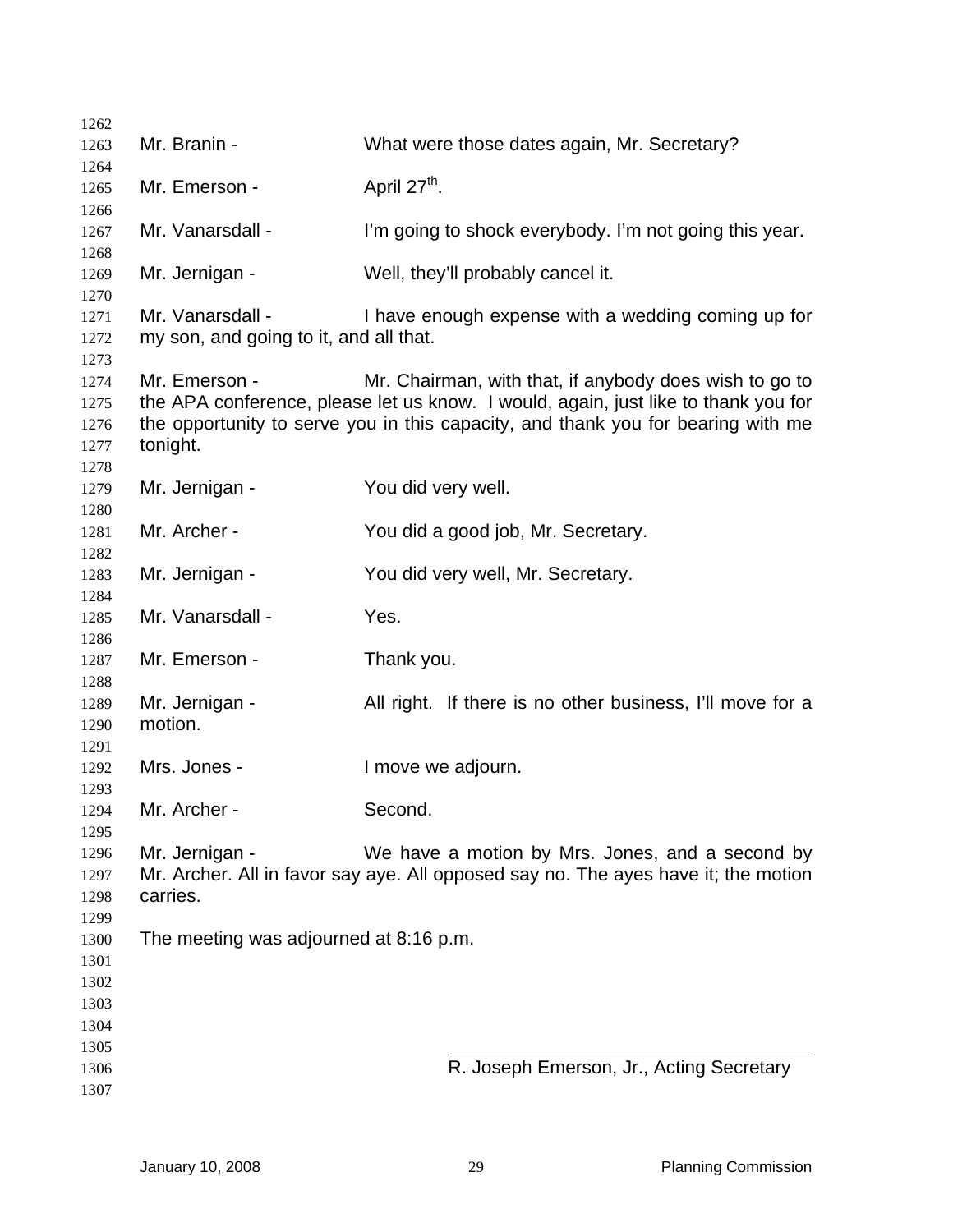Mr. Branin - What were those dates again, Mr. Secretary?

Mr. Emerson - April 27th.

Mr. Vanarsdall - I'm going to shock everybody. I'm not going this year.

Mr. Jernigan - Well, they'll probably cancel it.

Mr. Vanarsdall - I have enough expense with a wedding coming up for my son, and going to it, and all that.

Mr. Emerson - Mr. Chairman, with that, if anybody does wish to go to the APA conference, please let us know. I would, again, just like to thank you for the opportunity to serve you in this capacity, and thank you for bearing with me tonight.

Mr. Jernigan - You did very well.

Mr. Archer - You did a good job, Mr. Secretary.

Mr. Jernigan - You did very well, Mr. Secretary.

Mr. Vanarsdall - Yes.

Mr. Emerson - Thank you.

Mr. Jernigan - All right. If there is no other business, I'll move for a motion.

Mrs. Jones - I move we adjourn.

Mr. Archer - Second.

Mr. Jernigan - We have a motion by Mrs. Jones, and a second by Mr. Archer. All in favor say aye. All opposed say no. The ayes have it; the motion carries.

The meeting was adjourned at 8:16 p.m.

\_\_\_\_\_\_\_\_\_\_\_\_\_\_\_\_\_\_\_\_\_\_\_\_\_\_\_\_\_\_\_\_\_\_\_\_

R. Joseph Emerson, Jr., Acting Secretary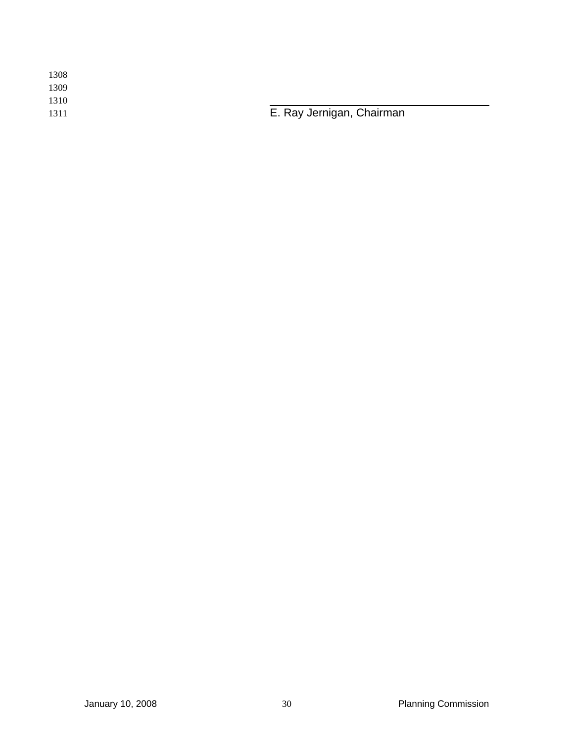1308
1309
1310
1311 E. Ray Jernigan, Chairman